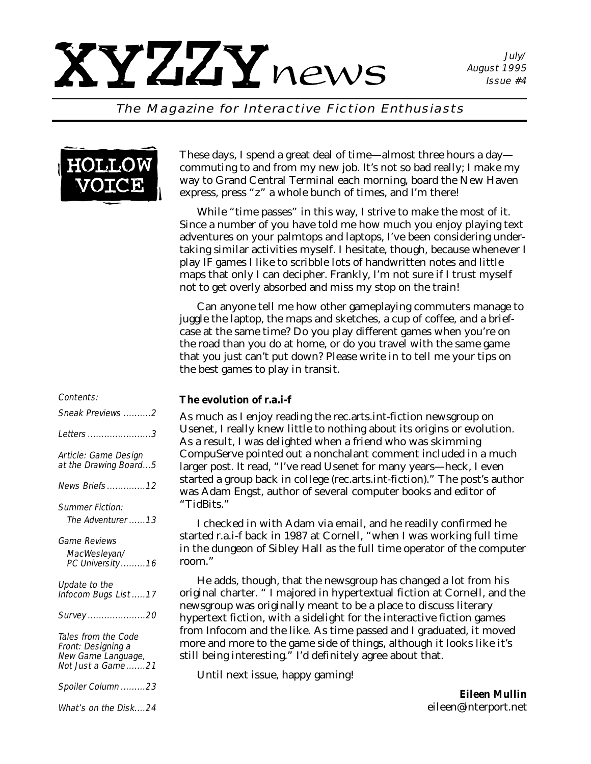# XYZZYnews

July/ August 1995 Issue #4

*The Magazine for Interactive Fiction Enthusiasts*

## HOLLOW VOICE

These days, I spend a great deal of time—almost three hours a day—commuting to and from my new job. It's not so bad really; I make my way to Grand Central Terminal each morning, board the New Haven express, press "z" a whole bunch of times, and I'm there!

While "time passes" in this way, I strive to make the most of it. Since a number of you have told me how much you enjoy playing text adventures on your palmtops and laptops, I've been considering undertaking similar activities myself. I hesitate, though, because whenever I play IF games I like to scribble lots of handwritten notes and little maps that only I can decipher. Frankly, I'm not sure if I trust myself not to get overly absorbed and miss my stop on the train!

Can anyone tell me how other gameplaying commuters manage to juggle the laptop, the maps and sketches, a cup of coffee, and a briefcase at the same time? Do you play different games when you're on the road than you do at home, or do you travel with the same game that you just can't put down? Please write in to tell me your tips on the best games to play in transit.

**The evolution of r.a.i-f**

As much as I enjoy reading the rec.arts.int-fiction newsgroup on Usenet, I really knew little to nothing about its origins or evolution. As a result, I was delighted when a friend who was skimming CompuServe pointed out a nonchalant comment included in a much larger post. It read, "I've read Usenet for many years—heck, I even started a group back in college (rec.arts.int-fiction)." The post's author was Adam Engst, author of several computer books and editor of "TidBits."

I checked in with Adam via email, and he readily confirmed he started r.a.i-f back in 1987 at Cornell, "when I was working full time in the dungeon of Sibley Hall as the full time operator of the computer room."

He adds, though, that the newsgroup has changed a lot from his original charter. " I majored in hypertextual fiction at Cornell, and the newsgroup was originally meant to be a place to discuss literary hypertext fiction, with a sidelight for the interactive fiction games from Infocom and the like. As time passed and I graduated, it moved more and more to the game side of things, although it looks like it's still being interesting." I'd definitely agree about that.

Until next issue, happy gaming!

**Eileen Mullin**
eileen@interport.net

*Contents:*

- *Sneak Previews* ..........2
- *Letters* .......................3
- *Article: Game Design at the Drawing Board*...5
- *News Briefs* .............12
- *Summer Fiction: The Adventurer* ......13
- *Game Reviews MacWesleyan/ PC University*.........16
- *Update to the Infocom Bugs List* .....17
- *Survey* .....................20
- *Tales from the Code Front: Designing a New Game Language, Not Just a Game*.......21
- *Spoiler Column* .........23
- *What's on the Disk*....24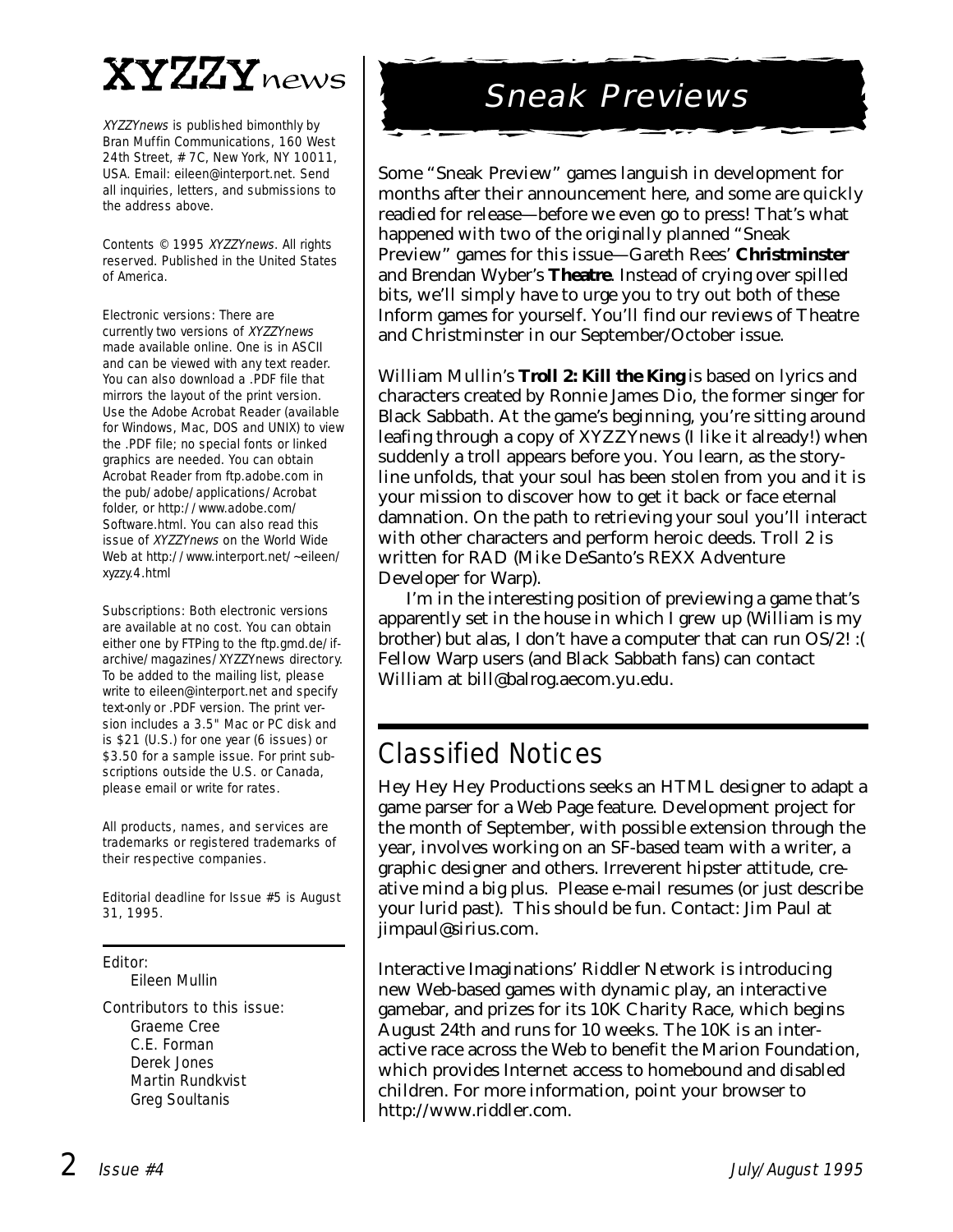# XYZZYnews

*XYZZYnews* is published bimonthly by Bran Muffin Communications, 160 West 24th Street, #7C, New York, NY 10011, USA. Email: eileen@interport.net. Send all inquiries, letters, and submissions to the address above.

Contents © 1995 *XYZZYnews*. All rights reserved. Published in the United States of America.

Electronic versions: There are currently two versions of *XYZZYnews* made available online. One is in ASCII and can be viewed with any text reader. You can also download a .PDF file that mirrors the layout of the print version. Use the Adobe Acrobat Reader (available for Windows, Mac, DOS and UNIX) to view the .PDF file; no special fonts or linked graphics are needed. You can obtain Acrobat Reader from ftp.adobe.com in the pub/adobe/applications/Acrobat folder, or http://www.adobe.com/Software.html. You can also read this issue of *XYZZYnews* on the World Wide Web at http://www.interport.net/~eileen/xyzzy.4.html

Subscriptions: Both electronic versions are available at no cost. You can obtain either one by FTPing to the ftp.gmd.de/if-archive/magazines/XYZZYnews directory. To be added to the mailing list, please write to eileen@interport.net and specify text-only or .PDF version. The print version includes a 3.5" Mac or PC disk and is $21 (U.S.) for one year (6 issues) or $3.50 for a sample issue. For print subscriptions outside the U.S. or Canada, please email or write for rates.

All products, names, and services are trademarks or registered trademarks of their respective companies.

Editorial deadline for Issue #5 is August 31, 1995.

Editor:
Eileen Mullin

Contributors to this issue:
Graeme Cree
C.E. Forman
Derek Jones
Martin Rundkvist
Greg Soultanis

## Sneak Previews

Some "Sneak Preview" games languish in development for months after their announcement here, and some are quickly readied for release—before we even go to press! That's what happened with two of the originally planned "Sneak Preview" games for this issue—Gareth Rees' **Christminster** and Brendan Wyber's **Theatre**. Instead of crying over spilled bits, we'll simply have to urge you to try out both of these Inform games for yourself. You'll find our reviews of Theatre and Christminster in our September/October issue.

William Mullin's **Troll 2: Kill the King** is based on lyrics and characters created by Ronnie James Dio, the former singer for Black Sabbath. At the game's beginning, you're sitting around leafing through a copy of XYZZYnews (I like it already!) when suddenly a troll appears before you. You learn, as the storyline unfolds, that your soul has been stolen from you and it is your mission to discover how to get it back or face eternal damnation. On the path to retrieving your soul you'll interact with other characters and perform heroic deeds. Troll 2 is written for RAD (Mike DeSanto's REXX Adventure Developer for Warp).

I'm in the interesting position of previewing a game that's apparently set in the house in which I grew up (William is my brother) but alas, I don't have a computer that can run OS/2! :( Fellow Warp users (and Black Sabbath fans) can contact William at bill@balrog.aecom.yu.edu.

## Classified Notices

Hey Hey Hey Productions seeks an HTML designer to adapt a game parser for a Web Page feature. Development project for the month of September, with possible extension through the year, involves working on an SF-based team with a writer, a graphic designer and others. Irreverent hipster attitude, creative mind a big plus. Please e-mail resumes (or just describe your lurid past). This should be fun. Contact: Jim Paul at jimpaul@sirius.com.

Interactive Imaginations' Riddler Network is introducing new Web-based games with dynamic play, an interactive gamebar, and prizes for its 10K Charity Race, which begins August 24th and runs for 10 weeks. The 10K is an interactive race across the Web to benefit the Marion Foundation, which provides Internet access to homebound and disabled children. For more information, point your browser to http://www.riddler.com.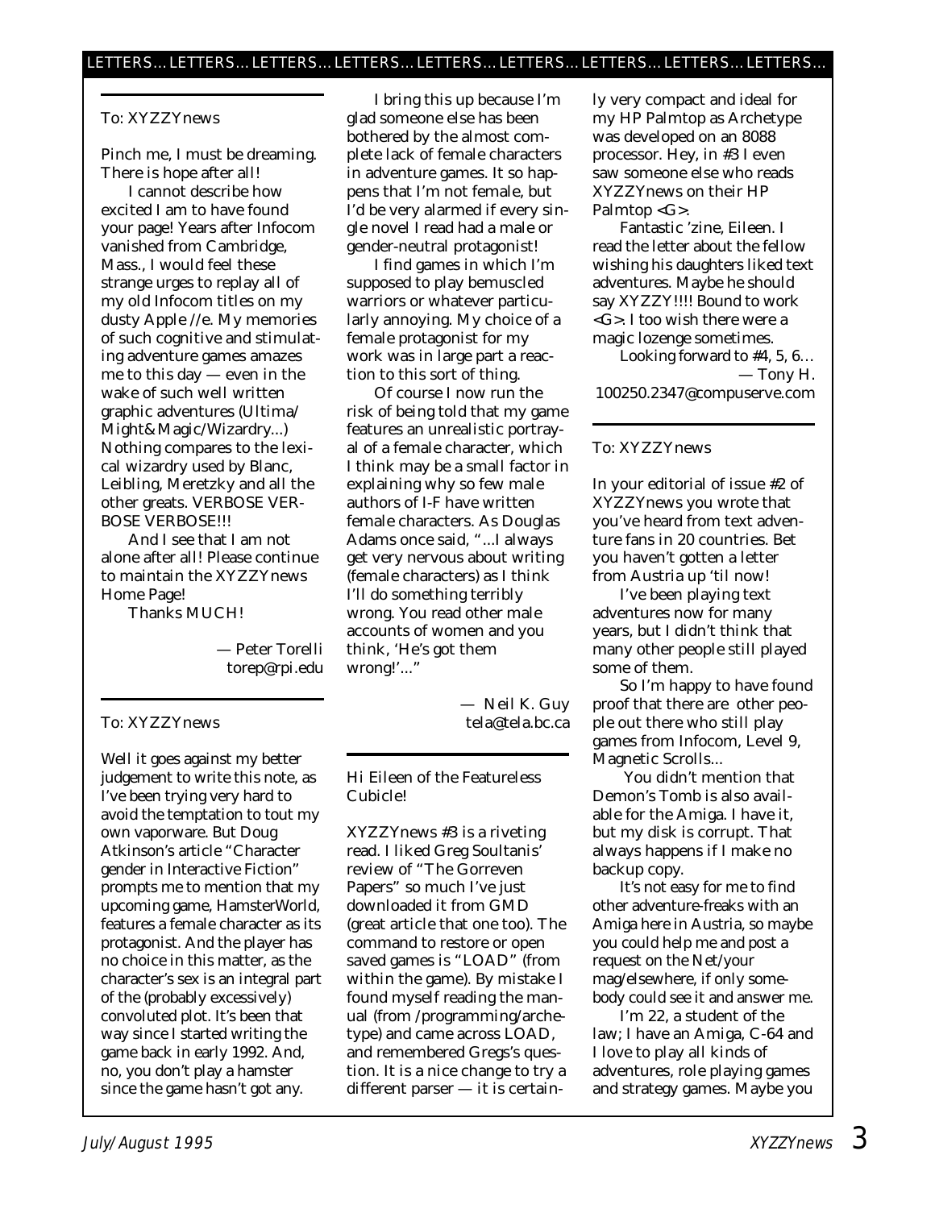LETTERS... LETTERS... LETTERS... LETTERS... LETTERS... LETTERS... LETTERS... LETTERS... LETTERS...

To: XYZZYnews

Pinch me, I must be dreaming. There is hope after all!

I cannot describe how excited I am to have found your page! Years after Infocom vanished from Cambridge, Mass., I would feel these strange urges to replay all of my old Infocom titles on my dusty Apple //e. My memories of such cognitive and stimulating adventure games amazes me to this day — even in the wake of such well written graphic adventures (Ultima/ Might&Magic/Wizardry...) Nothing compares to the lexical wizardry used by Blanc, Leibling, Meretzky and all the other greats. VERBOSE VERBOSE VERBOSE!!!

And I see that I am not alone after all! Please continue to maintain the XYZZYnews Home Page!

Thanks MUCH!

— Peter Torelli
torep@rpi.edu

To: XYZZYnews

Well it goes against my better judgement to write this note, as I've been trying very hard to avoid the temptation to tout my own vaporware. But Doug Atkinson's article "Character gender in Interactive Fiction" prompts me to mention that my upcoming game, HamsterWorld, features a female character as its protagonist. And the player has no choice in this matter, as the character's sex is an integral part of the (probably excessively) convoluted plot. It's been that way since I started writing the game back in early 1992. And, no, you don't play a hamster since the game hasn't got any.

I bring this up because I'm glad someone else has been bothered by the almost complete lack of female characters in adventure games. It so happens that I'm not female, but I'd be very alarmed if every single novel I read had a male or gender-neutral protagonist!

I find games in which I'm supposed to play bemuscled warriors or whatever particularly annoying. My choice of a female protagonist for my work was in large part a reaction to this sort of thing.

Of course I now run the risk of being told that my game features an unrealistic portrayal of a female character, which I think may be a small factor in explaining why so few male authors of I-F have written female characters. As Douglas Adams once said, "...I always get very nervous about writing (female characters) as I think I'll do something terribly wrong. You read other male accounts of women and you think, 'He's got them wrong!'..."

— Neil K. Guy
tela@tela.bc.ca

Hi Eileen of the Featureless Cubicle!

XYZZYnews #3 is a riveting read. I liked Greg Soultanis' review of "The Gorreven Papers" so much I've just downloaded it from GMD (great article that one too). The command to restore or open saved games is "LOAD" (from within the game). By mistake I found myself reading the manual (from /programming/archetype) and came across LOAD, and remembered Gregs's question. It is a nice change to try a different parser — it is certainly very compact and ideal for my HP Palmtop as Archetype was developed on an 8088 processor. Hey, in #3 I even saw someone else who reads XYZZYnews on their HP Palmtop <G>.

Fantastic 'zine, Eileen. I read the letter about the fellow wishing his daughters liked text adventures. Maybe he should say XYZZY!!!! Bound to work <G>. I too wish there were a magic lozenge sometimes.

Looking forward to #4, 5, 6…

— Tony H.
100250.2347@compuserve.com

To: XYZZYnews

In your editorial of issue #2 of XYZZYnews you wrote that you've heard from text adventure fans in 20 countries. Bet you haven't gotten a letter from Austria up 'til now!

I've been playing text adventures now for many years, but I didn't think that many other people still played some of them.

So I'm happy to have found proof that there are other people out there who still play games from Infocom, Level 9, Magnetic Scrolls...

You didn't mention that Demon's Tomb is also available for the Amiga. I have it, but my disk is corrupt. That always happens if I make no backup copy.

It's not easy for me to find other adventure-freaks with an Amiga here in Austria, so maybe you could help me and post a request on the Net/your mag/elsewhere, if only somebody could see it and answer me.

I'm 22, a student of the law; I have an Amiga, C-64 and I love to play all kinds of adventures, role playing games and strategy games. Maybe you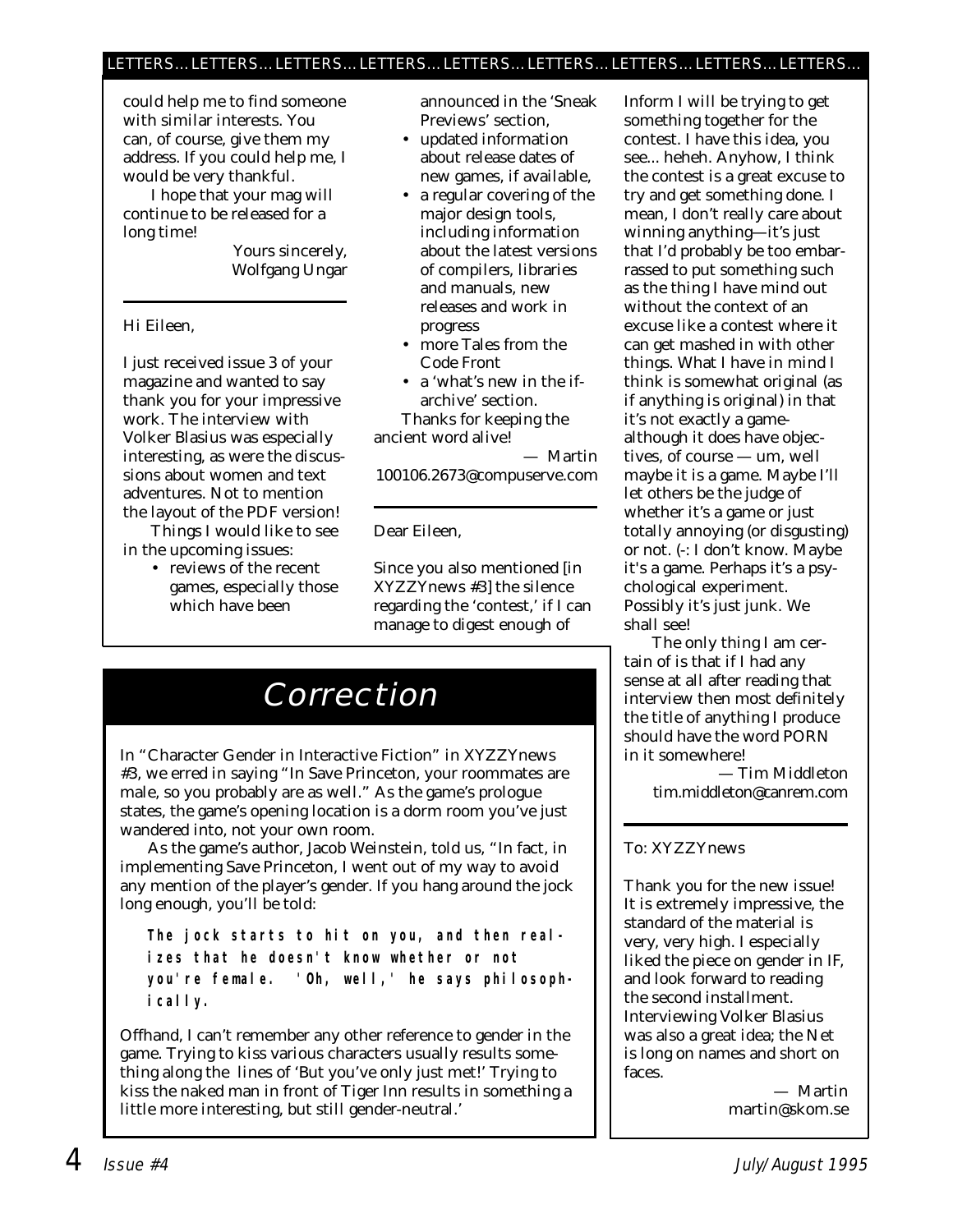could help me to find someone with similar interests. You can, of course, give them my address. If you could help me, I would be very thankful.

I hope that your mag will continue to be released for a long time!

Yours sincerely,
Wolfgang Ungar

---

Hi Eileen,

I just received issue 3 of your magazine and wanted to say thank you for your impressive work. The interview with Volker Blasius was especially interesting, as were the discussions about women and text adventures. Not to mention the layout of the PDF version!

Things I would like to see in the upcoming issues:

- reviews of the recent games, especially those which have been announced in the 'Sneak Previews' section,
- updated information about release dates of new games, if available,
- a regular covering of the major design tools, including information about the latest versions of compilers, libraries and manuals, new releases and work in progress
- more Tales from the Code Front
- a 'what's new in the if-archive' section.

Thanks for keeping the ancient word alive!

— Martin
100106.2673@compuserve.com

---

Dear Eileen,

Since you also mentioned [in XYZZYnews #3] the silence regarding the 'contest,' if I can manage to digest enough of Inform I will be trying to get something together for the contest. I have this idea, you see... heheh. Anyhow, I think the contest is a great excuse to try and get something done. I mean, I don't really care about winning anything—it's just that I'd probably be too embarrassed to put something such as the thing I have mind out without the context of an excuse like a contest where it can get mashed in with other things. What I have in mind I think is somewhat original (as if anything is original) in that it's not exactly a game-although it does have objectives, of course — um, well maybe it is a game. Maybe I'll let others be the judge of whether it's a game or just totally annoying (or disgusting) or not. (-: I don't know. Maybe it's a game. Perhaps it's a psychological experiment. Possibly it's just junk. We shall see!

The only thing I am certain of is that if I had any sense at all after reading that interview then most definitely the title of anything I produce should have the word PORN in it somewhere!

— Tim Middleton
tim.middleton@canrem.com

---

To: XYZZYnews

Thank you for the new issue! It is extremely impressive, the standard of the material is very, very high. I especially liked the piece on gender in IF, and look forward to reading the second installment. Interviewing Volker Blasius was also a great idea; the Net is long on names and short on faces.

— Martin
martin@skom.se

# Correction

In "Character Gender in Interactive Fiction" in XYZZYnews #3, we erred in saying "In Save Princeton, your roommates are male, so you probably are as well." As the game's prologue states, the game's opening location is a dorm room you've just wandered into, not your own room.

As the game's author, Jacob Weinstein, told us, "In fact, in implementing Save Princeton, I went out of my way to avoid any mention of the player's gender. If you hang around the jock long enough, you'll be told:

> **The jock starts to hit on you, and then realizes that he doesn't know whether or not you're female. 'Oh, well,' he says philosophically.**

Offhand, I can't remember any other reference to gender in the game. Trying to kiss various characters usually results something along the lines of 'But you've only just met!' Trying to kiss the naked man in front of Tiger Inn results in something a little more interesting, but still gender-neutral.'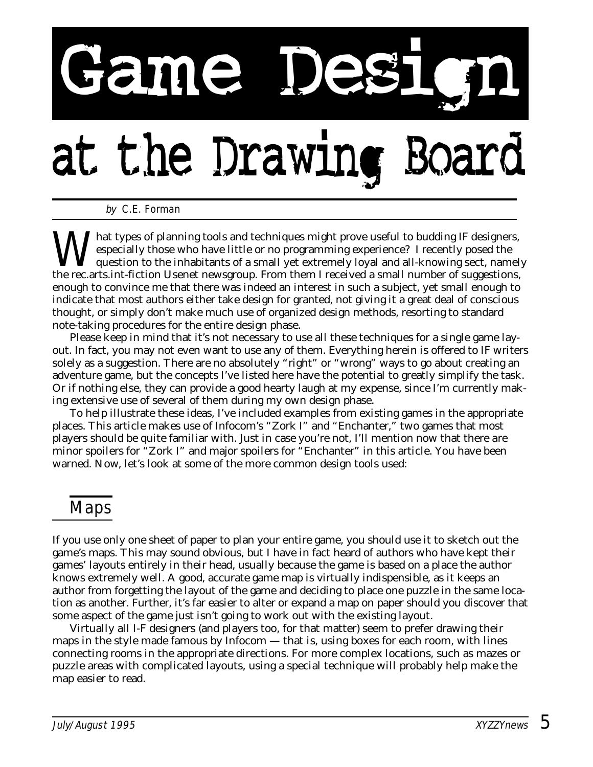# Game Design at the Drawing Board

*by C.E. Forman*

What types of planning tools and techniques might prove useful to budding IF designers, especially those who have little or no programming experience? I recently posed the question to the inhabitants of a small yet extremely loyal and all-knowing sect, namely the rec.arts.int-fiction Usenet newsgroup. From them I received a small number of suggestions, enough to convince me that there was indeed an interest in such a subject, yet small enough to indicate that most authors either take design for granted, not giving it a great deal of conscious thought, or simply don't make much use of organized design methods, resorting to standard note-taking procedures for the entire design phase.

Please keep in mind that it's not necessary to use all these techniques for a single game layout. In fact, you may not even want to use any of them. Everything herein is offered to IF writers solely as a suggestion. There are no absolutely "right" or "wrong" ways to go about creating an adventure game, but the concepts I've listed here have the potential to greatly simplify the task. Or if nothing else, they can provide a good hearty laugh at my expense, since I'm currently making extensive use of several of them during my own design phase.

To help illustrate these ideas, I've included examples from existing games in the appropriate places. This article makes use of Infocom's "Zork I" and "Enchanter," two games that most players should be quite familiar with. Just in case you're not, I'll mention now that there are minor spoilers for "Zork I" and major spoilers for "Enchanter" in this article. You have been warned. Now, let's look at some of the more common design tools used:

## Maps

If you use only one sheet of paper to plan your entire game, you should use it to sketch out the game's maps. This may sound obvious, but I have in fact heard of authors who have kept their games' layouts entirely in their head, usually because the game is based on a place the author knows extremely well. A good, accurate game map is virtually indispensible, as it keeps an author from forgetting the layout of the game and deciding to place one puzzle in the same location as another. Further, it's far easier to alter or expand a map on paper should you discover that some aspect of the game just isn't going to work out with the existing layout.

Virtually all I-F designers (and players too, for that matter) seem to prefer drawing their maps in the style made famous by Infocom — that is, using boxes for each room, with lines connecting rooms in the appropriate directions. For more complex locations, such as mazes or puzzle areas with complicated layouts, using a special technique will probably help make the map easier to read.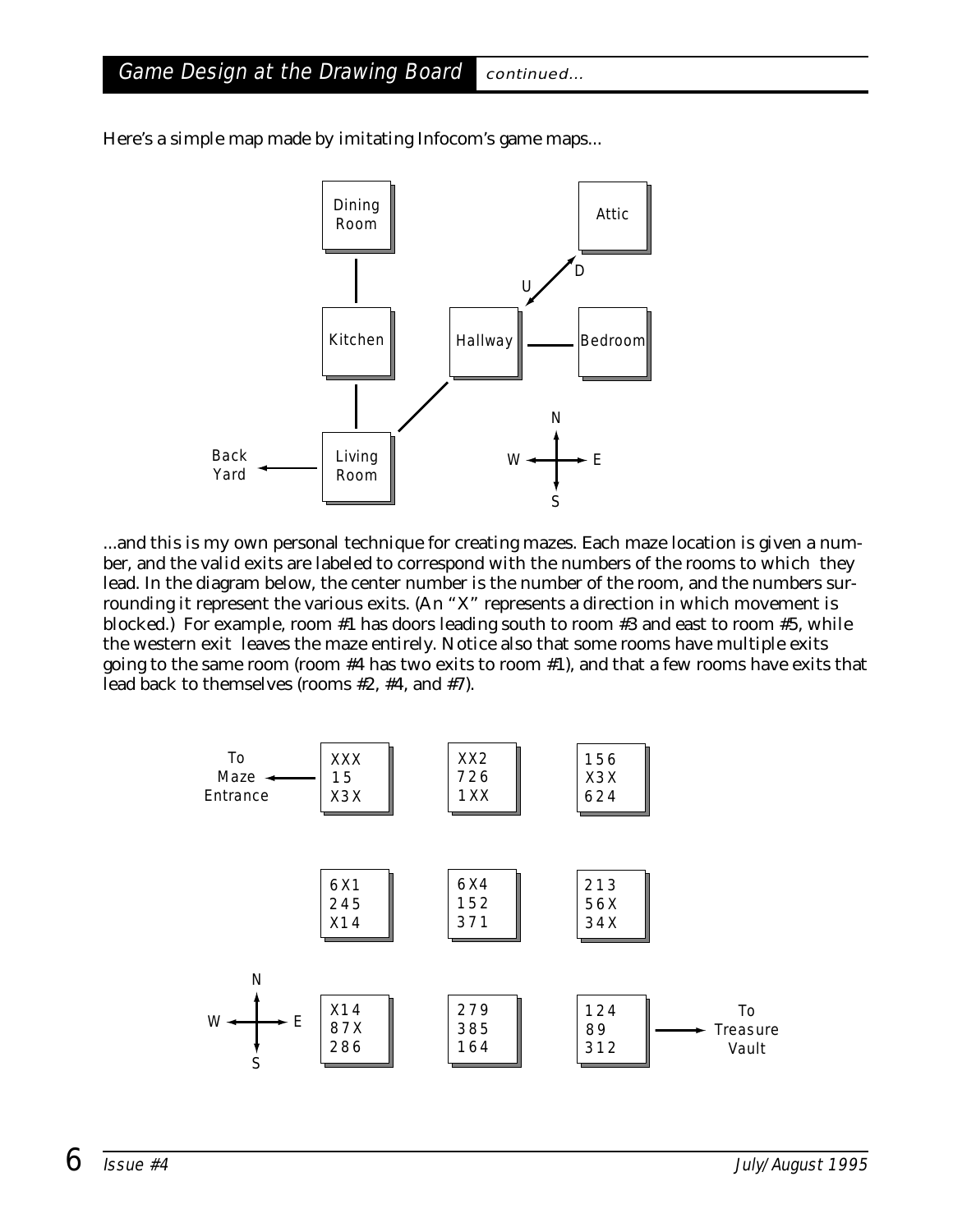Here's a simple map made by imitating Infocom's game maps...

Dining Room

Attic

U D

Kitchen

Hallway

Bedroom

N

W E

S

Back Yard

Living Room

...and this is my own personal technique for creating mazes. Each maze location is given a number, and the valid exits are labeled to correspond with the numbers of the rooms to which they lead. In the diagram below, the center number is the number of the room, and the numbers surrounding it represent the various exits. (An "X" represents a direction in which movement is blocked.) For example, room #1 has doors leading south to room #3 and east to room #5, while the western exit leaves the maze entirely. Notice also that some rooms have multiple exits going to the same room (room #4 has two exits to room #1), and that a few rooms have exits that lead back to themselves (rooms #2, #4, and #7).

To Maze Entrance ←

```
XXX     XX2     156
 15     726     X3X
X3X     1XX     624

6X1     6X4     213
245     152     56X
X14     371     34X

X14     279     124
87X     385     89
286     164     312
```

→ To Treasure Vault

N

W E

S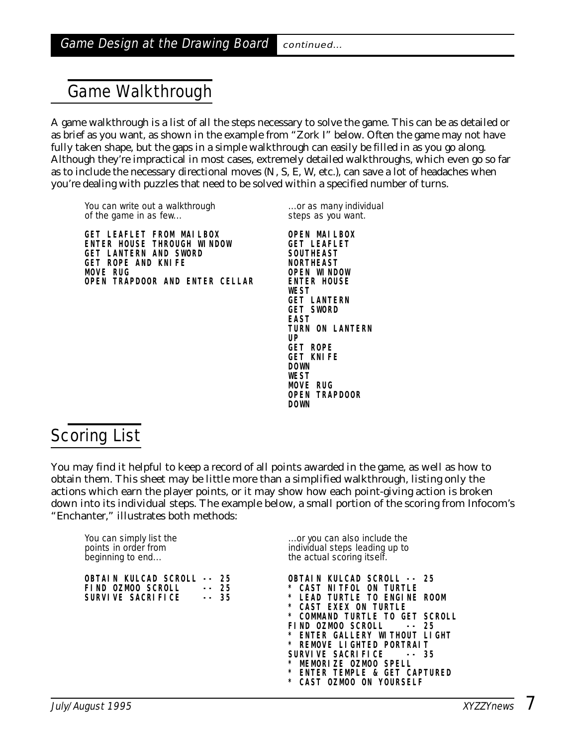## Game Walkthrough

A game walkthrough is a list of all the steps necessary to solve the game. This can be as detailed or as brief as you want, as shown in the example from "Zork I" below. Often the game may not have fully taken shape, but the gaps in a simple walkthrough can easily be filled in as you go along. Although they're impractical in most cases, extremely detailed walkthroughs, which even go so far as to include the necessary directional moves (N, S, E, W, etc.), can save a lot of headaches when you're dealing with puzzles that need to be solved within a specified number of turns.

*You can write out a walkthrough of the game in as few...*

```
GET LEAFLET FROM MAILBOX
ENTER HOUSE THROUGH WINDOW
GET LANTERN AND SWORD
GET ROPE AND KNIFE
MOVE RUG
OPEN TRAPDOOR AND ENTER CELLAR
```

*...or as many individual steps as you want.*

```
OPEN MAILBOX
GET LEAFLET
SOUTHEAST
NORTHEAST
OPEN WINDOW
ENTER HOUSE
WEST
GET LANTERN
GET SWORD
EAST
TURN ON LANTERN
UP
GET ROPE
GET KNIFE
DOWN
WEST
MOVE RUG
OPEN TRAPDOOR
DOWN
```

## Scoring List

You may find it helpful to keep a record of all points awarded in the game, as well as how to obtain them. This sheet may be little more than a simplified walkthrough, listing only the actions which earn the player points, or it may show how each point-giving action is broken down into its individual steps. The example below, a small portion of the scoring from Infocom's "Enchanter," illustrates both methods:

*You can simply list the points in order from beginning to end...*

```
OBTAIN KULCAD SCROLL -- 25
FIND OZMOO SCROLL    -- 25
SURVIVE SACRIFICE    -- 35
```

*...or you can also include the individual steps leading up to the actual scoring itself.*

```
OBTAIN KULCAD SCROLL -- 25
* CAST NITFOL ON TURTLE
* LEAD TURTLE TO ENGINE ROOM
* CAST EXEX ON TURTLE
* COMMAND TURTLE TO GET SCROLL
FIND OZMOO SCROLL    -- 25
* ENTER GALLERY WITHOUT LIGHT
* REMOVE LIGHTED PORTRAIT
SURVIVE SACRIFICE    -- 35
* MEMORIZE OZMOO SPELL
* ENTER TEMPLE & GET CAPTURED
* CAST OZMOO ON YOURSELF
```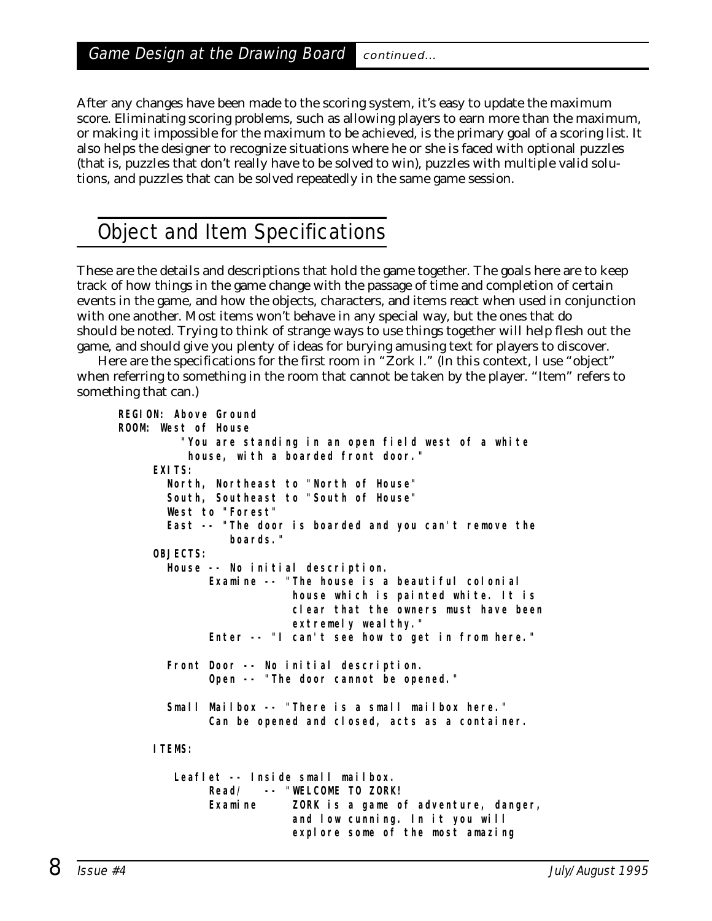After any changes have been made to the scoring system, it's easy to update the maximum score. Eliminating scoring problems, such as allowing players to earn more than the maximum, or making it impossible for the maximum to be achieved, is the primary goal of a scoring list. It also helps the designer to recognize situations where he or she is faced with optional puzzles (that is, puzzles that don't really have to be solved to win), puzzles with multiple valid solutions, and puzzles that can be solved repeatedly in the same game session.

## Object and Item Specifications

These are the details and descriptions that hold the game together. The goals here are to keep track of how things in the game change with the passage of time and completion of certain events in the game, and how the objects, characters, and items react when used in conjunction with one another. Most items won't behave in any special way, but the ones that do should be noted. Trying to think of strange ways to use things together will help flesh out the game, and should give you plenty of ideas for burying amusing text for players to discover.

Here are the specifications for the first room in "Zork I." (In this context, I use "object" when referring to something in the room that cannot be taken by the player. "Item" refers to something that can.)

```
REGION: Above Ground
ROOM: West of House
        "You are standing in an open field west of a white
         house, with a boarded front door."
    EXITS:
      North, Northeast to "North of House"
      South, Southeast to "South of House"
      West to "Forest"
      East -- "The door is boarded and you can't remove the
               boards."
    OBJECTS:
      House -- No initial description.
            Examine -- "The house is a beautiful colonial
                       house which is painted white. It is
                       clear that the owners must have been
                       extremely wealthy."
            Enter -- "I can't see how to get in from here."

      Front Door -- No initial description.
            Open -- "The door cannot be opened."

      Small Mailbox -- "There is a small mailbox here."
            Can be opened and closed, acts as a container.

    ITEMS:

       Leaflet -- Inside small mailbox.
            Read/   -- "WELCOME TO ZORK!
            Examine    ZORK is a game of adventure, danger,
                       and low cunning. In it you will
                       explore some of the most amazing
```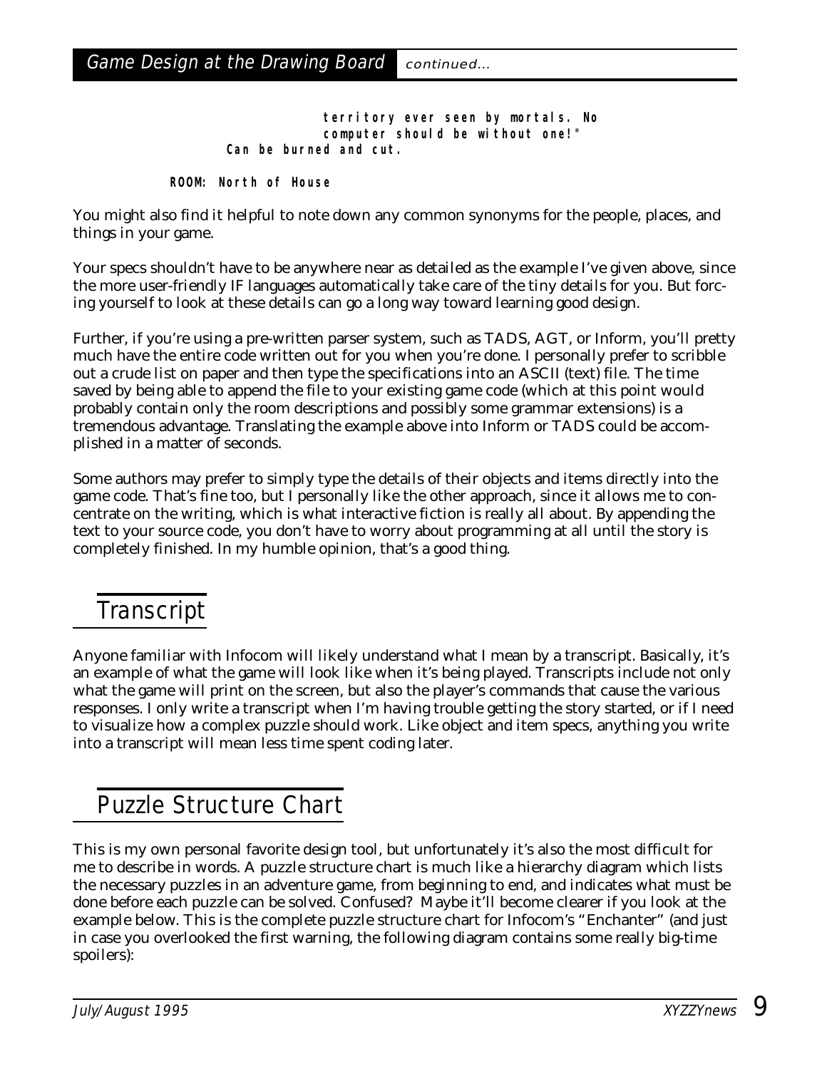```
                    territory ever seen by mortals. No
                    computer should be without one!"
          Can be burned and cut.

     ROOM: North of House
```

You might also find it helpful to note down any common synonyms for the people, places, and things in your game.

Your specs shouldn't have to be anywhere near as detailed as the example I've given above, since the more user-friendly IF languages automatically take care of the tiny details for you. But forcing yourself to look at these details can go a long way toward learning good design.

Further, if you're using a pre-written parser system, such as TADS, AGT, or Inform, you'll pretty much have the entire code written out for you when you're done. I personally prefer to scribble out a crude list on paper and then type the specifications into an ASCII (text) file. The time saved by being able to append the file to your existing game code (which at this point would probably contain only the room descriptions and possibly some grammar extensions) is a tremendous advantage. Translating the example above into Inform or TADS could be accomplished in a matter of seconds.

Some authors may prefer to simply type the details of their objects and items directly into the game code. That's fine too, but I personally like the other approach, since it allows me to concentrate on the writing, which is what interactive fiction is really all about. By appending the text to your source code, you don't have to worry about programming at all until the story is completely finished. In my humble opinion, that's a good thing.

## Transcript

Anyone familiar with Infocom will likely understand what I mean by a transcript. Basically, it's an example of what the game will look like when it's being played. Transcripts include not only what the game will print on the screen, but also the player's commands that cause the various responses. I only write a transcript when I'm having trouble getting the story started, or if I need to visualize how a complex puzzle should work. Like object and item specs, anything you write into a transcript will mean less time spent coding later.

## Puzzle Structure Chart

This is my own personal favorite design tool, but unfortunately it's also the most difficult for me to describe in words. A puzzle structure chart is much like a hierarchy diagram which lists the necessary puzzles in an adventure game, from beginning to end, and indicates what must be done before each puzzle can be solved. Confused? Maybe it'll become clearer if you look at the example below. This is the complete puzzle structure chart for Infocom's "Enchanter" (and just in case you overlooked the first warning, the following diagram contains some really big-time spoilers):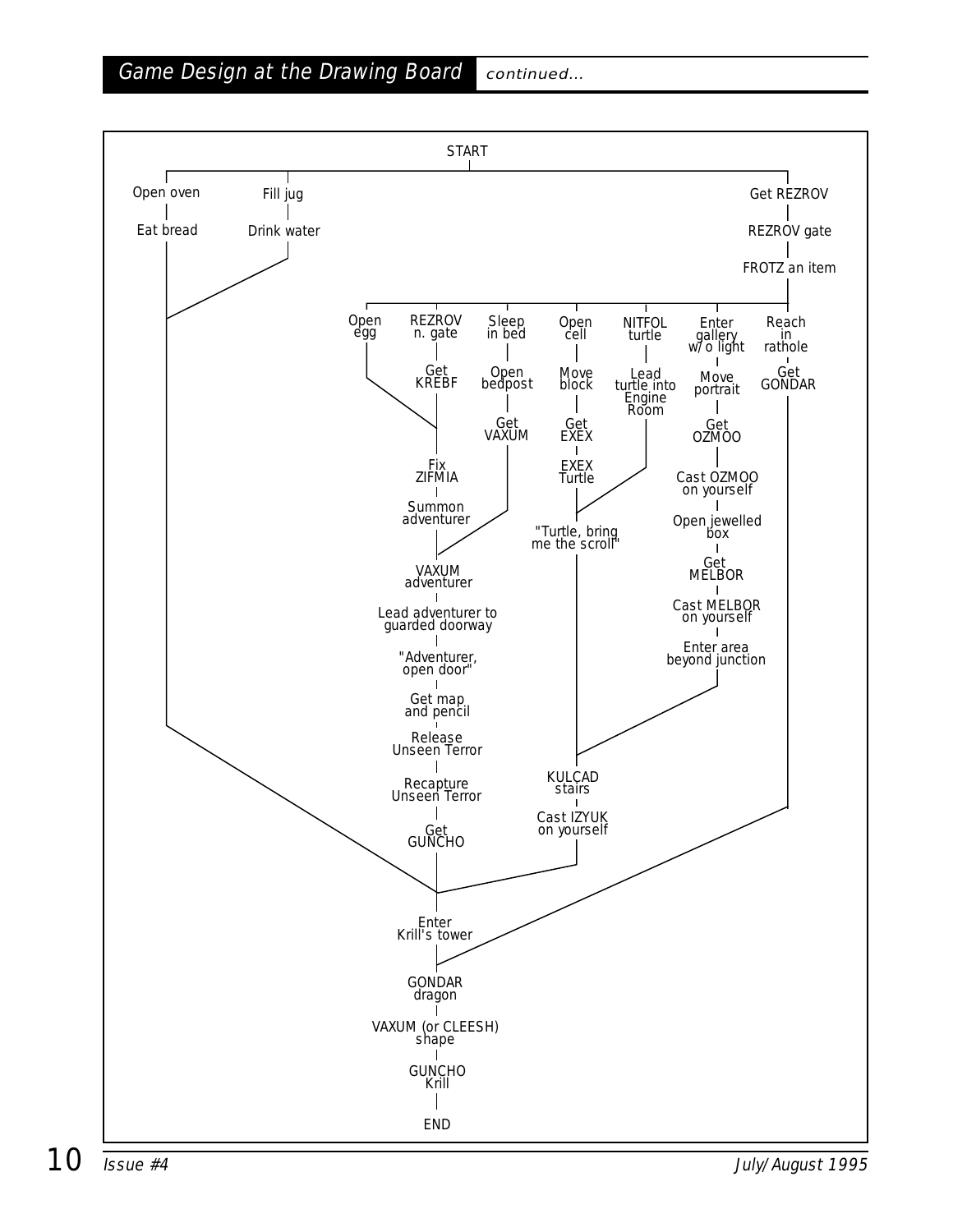START

- Open oven
  - Eat bread → (joins at Enter Krill's tower)
- Fill jug
  - Drink water → (joins the Eat bread line)
- Get REZROV
  - REZROV gate
  - FROTZ an item
    - Open egg → (joins at Fix ZIFMIA)
    - REZROV n. gate
      - Get KREBF
      - Fix ZIFMIA
      - Summon adventurer
      - VAXUM adventurer
      - Lead adventurer to guarded doorway
      - "Adventurer, open door"
      - Get map and pencil
      - Release Unseen Terror
      - Recapture Unseen Terror
      - Get GUNCHO → (joins at Enter Krill's tower)
    - Sleep in bed
      - Open bedpost
      - Get VAXUM → (joins at VAXUM adventurer)
    - Open cell
      - Move block
      - Get EXEX
      - EXEX Turtle
      - "Turtle, bring me the scroll"
      - KULCAD stairs
      - Cast IZYUK on yourself → (joins at Enter Krill's tower)
    - NITFOL turtle
      - Lead turtle into Engine Room → (joins at "Turtle, bring me the scroll")
    - Enter gallery w/o light
      - Move portrait
      - Get OZMOO
      - Cast OZMOO on yourself
      - Open jewelled box
      - Get MELBOR
      - Cast MELBOR on yourself
      - Enter area beyond junction → (joins at KULCAD stairs)
    - Reach in rathole
      - Get GONDAR → (joins at GONDAR dragon)

Enter Krill's tower

GONDAR dragon

VAXUM (or CLEESH) shape

GUNCHO Krill

END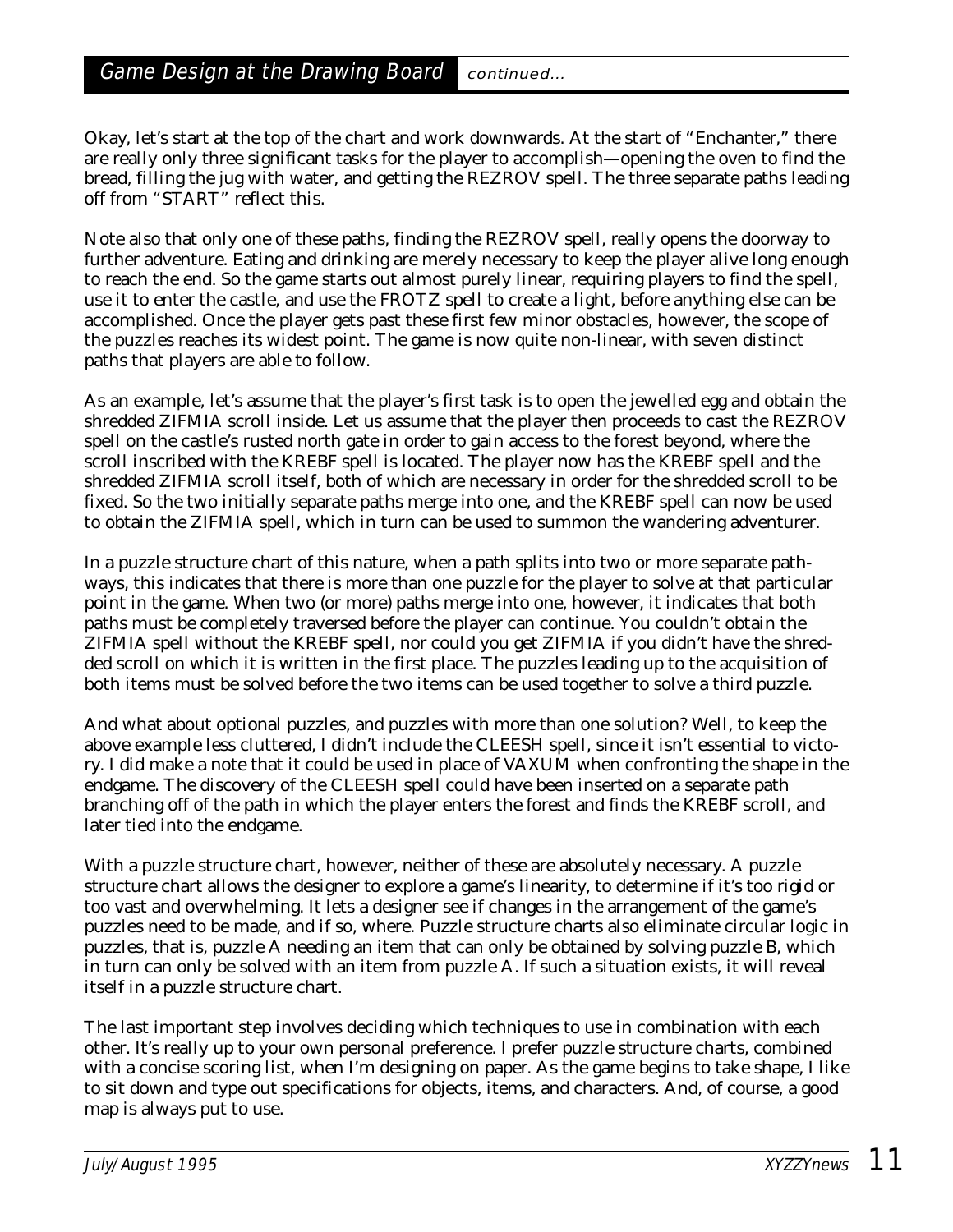Okay, let's start at the top of the chart and work downwards. At the start of "Enchanter," there are really only three significant tasks for the player to accomplish—opening the oven to find the bread, filling the jug with water, and getting the REZROV spell. The three separate paths leading off from "START" reflect this.

Note also that only one of these paths, finding the REZROV spell, really opens the doorway to further adventure. Eating and drinking are merely necessary to keep the player alive long enough to reach the end. So the game starts out almost purely linear, requiring players to find the spell, use it to enter the castle, and use the FROTZ spell to create a light, before anything else can be accomplished. Once the player gets past these first few minor obstacles, however, the scope of the puzzles reaches its widest point. The game is now quite non-linear, with seven distinct paths that players are able to follow.

As an example, let's assume that the player's first task is to open the jewelled egg and obtain the shredded ZIFMIA scroll inside. Let us assume that the player then proceeds to cast the REZROV spell on the castle's rusted north gate in order to gain access to the forest beyond, where the scroll inscribed with the KREBF spell is located. The player now has the KREBF spell and the shredded ZIFMIA scroll itself, both of which are necessary in order for the shredded scroll to be fixed. So the two initially separate paths merge into one, and the KREBF spell can now be used to obtain the ZIFMIA spell, which in turn can be used to summon the wandering adventurer.

In a puzzle structure chart of this nature, when a path splits into two or more separate pathways, this indicates that there is more than one puzzle for the player to solve at that particular point in the game. When two (or more) paths merge into one, however, it indicates that both paths must be completely traversed before the player can continue. You couldn't obtain the ZIFMIA spell without the KREBF spell, nor could you get ZIFMIA if you didn't have the shredded scroll on which it is written in the first place. The puzzles leading up to the acquisition of both items must be solved before the two items can be used together to solve a third puzzle.

And what about optional puzzles, and puzzles with more than one solution? Well, to keep the above example less cluttered, I didn't include the CLEESH spell, since it isn't essential to victory. I did make a note that it could be used in place of VAXUM when confronting the shape in the endgame. The discovery of the CLEESH spell could have been inserted on a separate path branching off of the path in which the player enters the forest and finds the KREBF scroll, and later tied into the endgame.

With a puzzle structure chart, however, neither of these are absolutely necessary. A puzzle structure chart allows the designer to explore a game's linearity, to determine if it's too rigid or too vast and overwhelming. It lets a designer see if changes in the arrangement of the game's puzzles need to be made, and if so, where. Puzzle structure charts also eliminate circular logic in puzzles, that is, puzzle A needing an item that can only be obtained by solving puzzle B, which in turn can only be solved with an item from puzzle A. If such a situation exists, it will reveal itself in a puzzle structure chart.

The last important step involves deciding which techniques to use in combination with each other. It's really up to your own personal preference. I prefer puzzle structure charts, combined with a concise scoring list, when I'm designing on paper. As the game begins to take shape, I like to sit down and type out specifications for objects, items, and characters. And, of course, a good map is always put to use.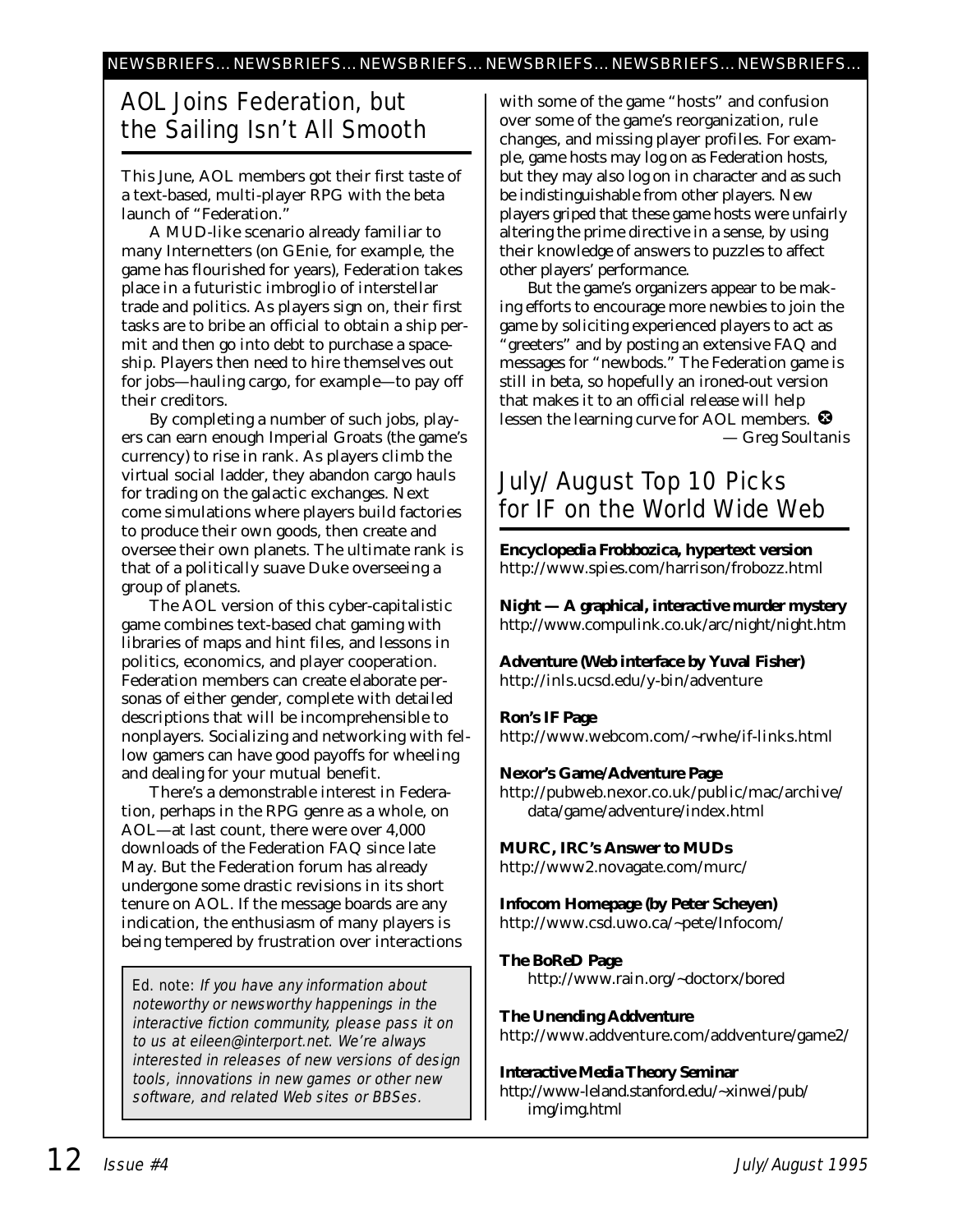NEWSBRIEFS... NEWSBRIEFS... NEWSBRIEFS... NEWSBRIEFS... NEWSBRIEFS... NEWSBRIEFS...

## AOL Joins Federation, but the Sailing Isn't All Smooth

This June, AOL members got their first taste of a text-based, multi-player RPG with the beta launch of "Federation."

A MUD-like scenario already familiar to many Internetters (on GEnie, for example, the game has flourished for years), Federation takes place in a futuristic imbroglio of interstellar trade and politics. As players sign on, their first tasks are to bribe an official to obtain a ship permit and then go into debt to purchase a spaceship. Players then need to hire themselves out for jobs—hauling cargo, for example—to pay off their creditors.

By completing a number of such jobs, players can earn enough Imperial Groats (the game's currency) to rise in rank. As players climb the virtual social ladder, they abandon cargo hauls for trading on the galactic exchanges. Next come simulations where players build factories to produce their own goods, then create and oversee their own planets. The ultimate rank is that of a politically suave Duke overseeing a group of planets.

The AOL version of this cyber-capitalistic game combines text-based chat gaming with libraries of maps and hint files, and lessons in politics, economics, and player cooperation. Federation members can create elaborate personas of either gender, complete with detailed descriptions that will be incomprehensible to nonplayers. Socializing and networking with fellow gamers can have good payoffs for wheeling and dealing for your mutual benefit.

There's a demonstrable interest in Federation, perhaps in the RPG genre as a whole, on AOL—at last count, there were over 4,000 downloads of the Federation FAQ since late May. But the Federation forum has already undergone some drastic revisions in its short tenure on AOL. If the message boards are any indication, the enthusiasm of many players is being tempered by frustration over interactions with some of the game "hosts" and confusion over some of the game's reorganization, rule changes, and missing player profiles. For example, game hosts may log on as Federation hosts, but they may also log on in character and as such be indistinguishable from other players. New players griped that these game hosts were unfairly altering the prime directive in a sense, by using their knowledge of answers to puzzles to affect other players' performance.

But the game's organizers appear to be making efforts to encourage more newbies to join the game by soliciting experienced players to act as "greeters" and by posting an extensive FAQ and messages for "newbods." The Federation game is still in beta, so hopefully an ironed-out version that makes it to an official release will help lessen the learning curve for AOL members.

— *Greg Soultanis*

> *Ed. note: If you have any information about noteworthy or newsworthy happenings in the interactive fiction community, please pass it on to us at eileen@interport.net. We're always interested in releases of new versions of design tools, innovations in new games or other new software, and related Web sites or BBSes.*

## July/August Top 10 Picks for IF on the World Wide Web

**Encyclopedia Frobbozica, hypertext version**
http://www.spies.com/harrison/frobozz.html

**Night — A graphical, interactive murder mystery**
http://www.compulink.co.uk/arc/night/night.htm

**Adventure (Web interface by Yuval Fisher)**
http://inls.ucsd.edu/y-bin/adventure

**Ron's IF Page**
http://www.webcom.com/~rwhe/if-links.html

**Nexor's Game/Adventure Page**
http://pubweb.nexor.co.uk/public/mac/archive/data/game/adventure/index.html

**MURC, IRC's Answer to MUDs**
http://www2.novagate.com/murc/

**Infocom Homepage (by Peter Scheyen)**
http://www.csd.uwo.ca/~pete/Infocom/

**The BoReD Page**
http://www.rain.org/~doctorx/bored

**The Unending Addventure**
http://www.addventure.com/addventure/game2/

**Interactive Media Theory Seminar**
http://www-leland.stanford.edu/~xinwei/pub/img/img.html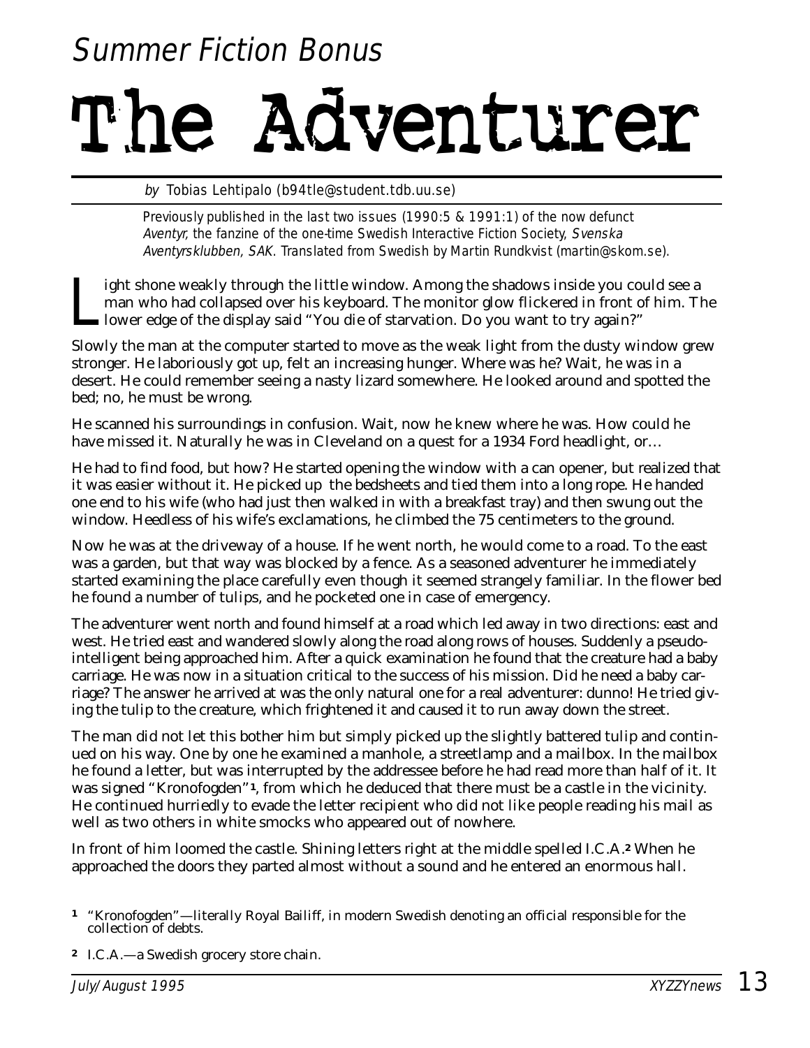## Summer Fiction Bonus

# The Adventurer

*by* Tobias Lehtipalo (b94tle@student.tdb.uu.se)

Previously published in the last two issues (1990:5 & 1991:1) of the now defunct *Aventyr*, the fanzine of the one-time Swedish Interactive Fiction Society, *Svenska Aventyrsklubben, SAK*. Translated from Swedish by Martin Rundkvist (martin@skom.se).

Light shone weakly through the little window. Among the shadows inside you could see a man who had collapsed over his keyboard. The monitor glow flickered in front of him. The lower edge of the display said "You die of starvation. Do you want to try again?"

Slowly the man at the computer started to move as the weak light from the dusty window grew stronger. He laboriously got up, felt an increasing hunger. Where was he? Wait, he was in a desert. He could remember seeing a nasty lizard somewhere. He looked around and spotted the bed; no, he must be wrong.

He scanned his surroundings in confusion. Wait, now he knew where he was. How could he have missed it. Naturally he was in Cleveland on a quest for a 1934 Ford headlight, or…

He had to find food, but how? He started opening the window with a can opener, but realized that it was easier without it. He picked up the bedsheets and tied them into a long rope. He handed one end to his wife (who had just then walked in with a breakfast tray) and then swung out the window. Heedless of his wife's exclamations, he climbed the 75 centimeters to the ground.

Now he was at the driveway of a house. If he went north, he would come to a road. To the east was a garden, but that way was blocked by a fence. As a seasoned adventurer he immediately started examining the place carefully even though it seemed strangely familiar. In the flower bed he found a number of tulips, and he pocketed one in case of emergency.

The adventurer went north and found himself at a road which led away in two directions: east and west. He tried east and wandered slowly along the road along rows of houses. Suddenly a pseudo-intelligent being approached him. After a quick examination he found that the creature had a baby carriage. He was now in a situation critical to the success of his mission. Did he need a baby carriage? The answer he arrived at was the only natural one for a real adventurer: dunno! He tried giving the tulip to the creature, which frightened it and caused it to run away down the street.

The man did not let this bother him but simply picked up the slightly battered tulip and continued on his way. One by one he examined a manhole, a streetlamp and a mailbox. In the mailbox he found a letter, but was interrupted by the addressee before he had read more than half of it. It was signed "Kronofogden"[1], from which he deduced that there must be a castle in the vicinity. He continued hurriedly to evade the letter recipient who did not like people reading his mail as well as two others in white smocks who appeared out of nowhere.

In front of him loomed the castle. Shining letters right at the middle spelled I.C.A.[2] When he approached the doors they parted almost without a sound and he entered an enormous hall.

[1] "Kronofogden"—literally Royal Bailiff, in modern Swedish denoting an official responsible for the collection of debts.

[2] I.C.A.—a Swedish grocery store chain.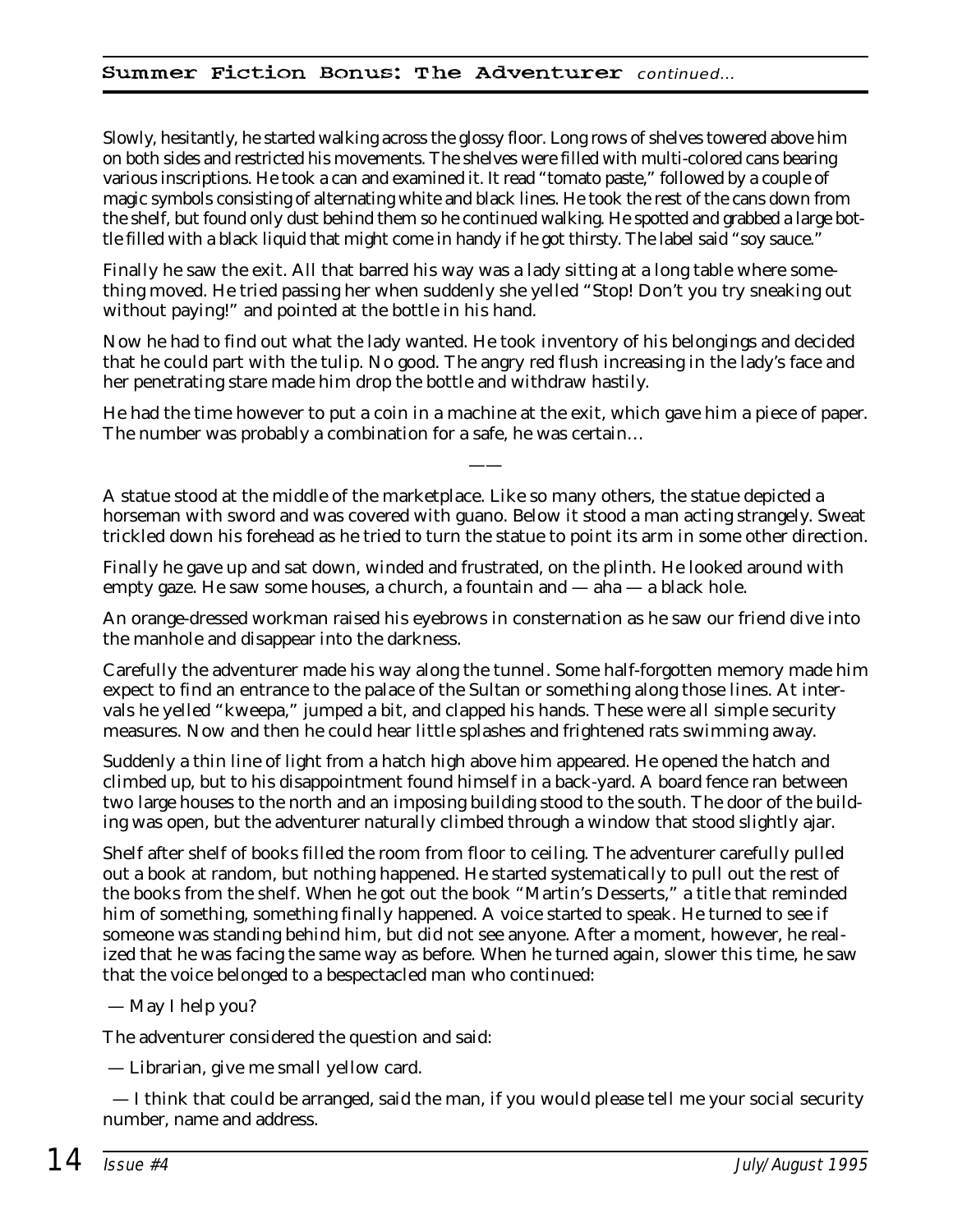Slowly, hesitantly, he started walking across the glossy floor. Long rows of shelves towered above him on both sides and restricted his movements. The shelves were filled with multi-colored cans bearing various inscriptions. He took a can and examined it. It read "tomato paste," followed by a couple of magic symbols consisting of alternating white and black lines. He took the rest of the cans down from the shelf, but found only dust behind them so he continued walking. He spotted and grabbed a large bottle filled with a black liquid that might come in handy if he got thirsty. The label said "soy sauce."

Finally he saw the exit. All that barred his way was a lady sitting at a long table where something moved. He tried passing her when suddenly she yelled "Stop! Don't you try sneaking out without paying!" and pointed at the bottle in his hand.

Now he had to find out what the lady wanted. He took inventory of his belongings and decided that he could part with the tulip. No good. The angry red flush increasing in the lady's face and her penetrating stare made him drop the bottle and withdraw hastily.

He had the time however to put a coin in a machine at the exit, which gave him a piece of paper. The number was probably a combination for a safe, he was certain…

——

A statue stood at the middle of the marketplace. Like so many others, the statue depicted a horseman with sword and was covered with guano. Below it stood a man acting strangely. Sweat trickled down his forehead as he tried to turn the statue to point its arm in some other direction.

Finally he gave up and sat down, winded and frustrated, on the plinth. He looked around with empty gaze. He saw some houses, a church, a fountain and — aha — a black hole.

An orange-dressed workman raised his eyebrows in consternation as he saw our friend dive into the manhole and disappear into the darkness.

Carefully the adventurer made his way along the tunnel. Some half-forgotten memory made him expect to find an entrance to the palace of the Sultan or something along those lines. At intervals he yelled "kweepa," jumped a bit, and clapped his hands. These were all simple security measures. Now and then he could hear little splashes and frightened rats swimming away.

Suddenly a thin line of light from a hatch high above him appeared. He opened the hatch and climbed up, but to his disappointment found himself in a back-yard. A board fence ran between two large houses to the north and an imposing building stood to the south. The door of the building was open, but the adventurer naturally climbed through a window that stood slightly ajar.

Shelf after shelf of books filled the room from floor to ceiling. The adventurer carefully pulled out a book at random, but nothing happened. He started systematically to pull out the rest of the books from the shelf. When he got out the book "Martin's Desserts," a title that reminded him of something, something finally happened. A voice started to speak. He turned to see if someone was standing behind him, but did not see anyone. After a moment, however, he realized that he was facing the same way as before. When he turned again, slower this time, he saw that the voice belonged to a bespectacled man who continued:

— May I help you?

The adventurer considered the question and said:

— Librarian, give me small yellow card.

— I think that could be arranged, said the man, if you would please tell me your social security number, name and address.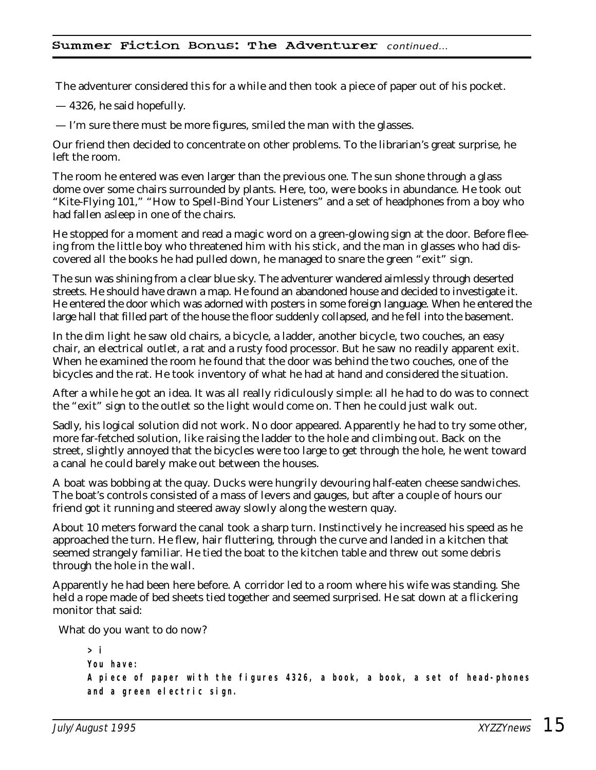The adventurer considered this for a while and then took a piece of paper out of his pocket.

— 4326, he said hopefully.

— I'm sure there must be more figures, smiled the man with the glasses.

Our friend then decided to concentrate on other problems. To the librarian's great surprise, he left the room.

The room he entered was even larger than the previous one. The sun shone through a glass dome over some chairs surrounded by plants. Here, too, were books in abundance. He took out "Kite-Flying 101," "How to Spell-Bind Your Listeners" and a set of headphones from a boy who had fallen asleep in one of the chairs.

He stopped for a moment and read a magic word on a green-glowing sign at the door. Before fleeing from the little boy who threatened him with his stick, and the man in glasses who had discovered all the books he had pulled down, he managed to snare the green "exit" sign.

The sun was shining from a clear blue sky. The adventurer wandered aimlessly through deserted streets. He should have drawn a map. He found an abandoned house and decided to investigate it. He entered the door which was adorned with posters in some foreign language. When he entered the large hall that filled part of the house the floor suddenly collapsed, and he fell into the basement.

In the dim light he saw old chairs, a bicycle, a ladder, another bicycle, two couches, an easy chair, an electrical outlet, a rat and a rusty food processor. But he saw no readily apparent exit. When he examined the room he found that the door was behind the two couches, one of the bicycles and the rat. He took inventory of what he had at hand and considered the situation.

After a while he got an idea. It was all really ridiculously simple: all he had to do was to connect the "exit" sign to the outlet so the light would come on. Then he could just walk out.

Sadly, his logical solution did not work. No door appeared. Apparently he had to try some other, more far-fetched solution, like raising the ladder to the hole and climbing out. Back on the street, slightly annoyed that the bicycles were too large to get through the hole, he went toward a canal he could barely make out between the houses.

A boat was bobbing at the quay. Ducks were hungrily devouring half-eaten cheese sandwiches. The boat's controls consisted of a mass of levers and gauges, but after a couple of hours our friend got it running and steered away slowly along the western quay.

About 10 meters forward the canal took a sharp turn. Instinctively he increased his speed as he approached the turn. He flew, hair fluttering, through the curve and landed in a kitchen that seemed strangely familiar. He tied the boat to the kitchen table and threw out some debris through the hole in the wall.

Apparently he had been here before. A corridor led to a room where his wife was standing. She held a rope made of bed sheets tied together and seemed surprised. He sat down at a flickering monitor that said:

What do you want to do now?

```
> i
You have:
A piece of paper with the figures 4326, a book, a book, a set of head-phones
and a green electric sign.
```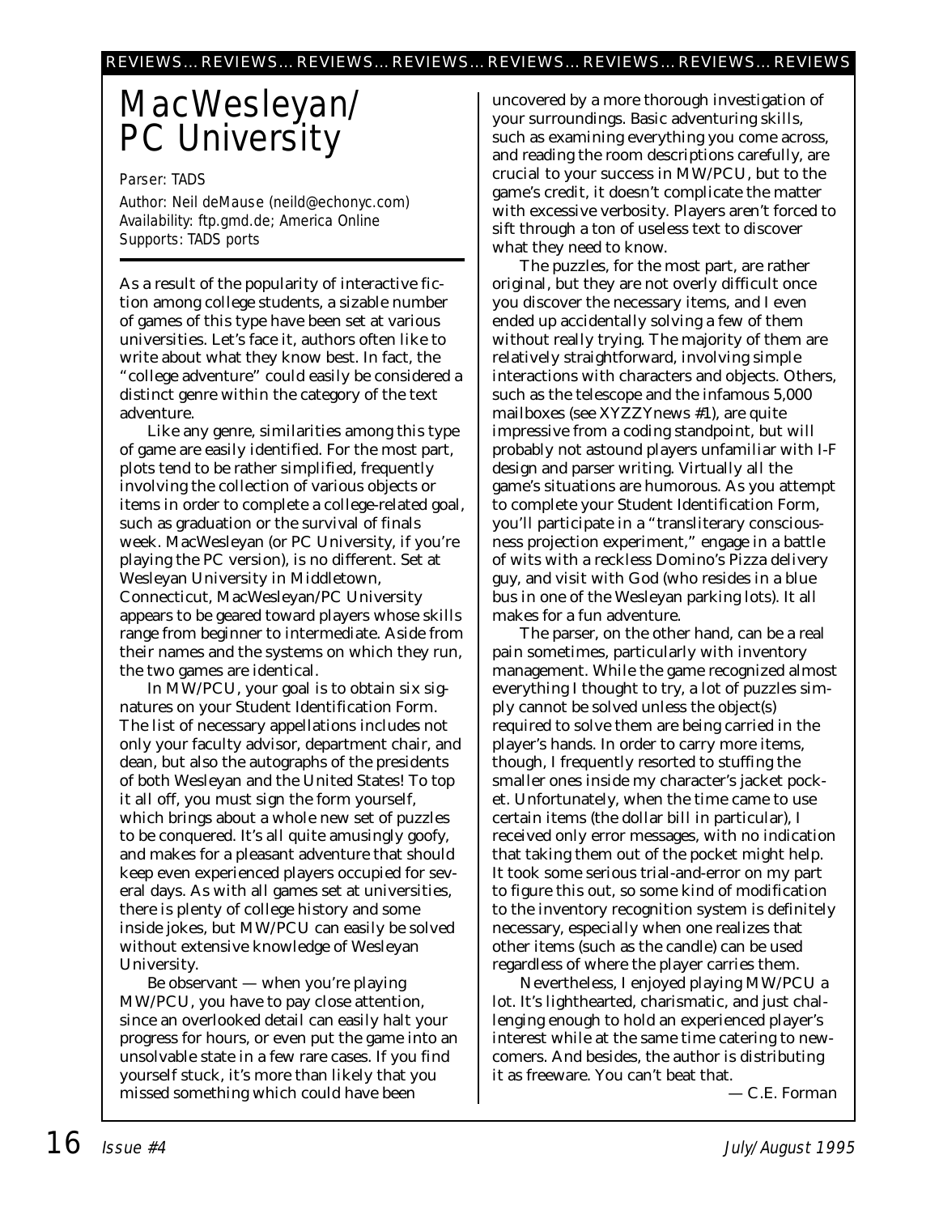# MacWesleyan/ PC University

*Parser: TADS*

*Author: Neil deMause (neild@echonyc.com)*
*Availability: ftp.gmd.de; America Online*
*Supports: TADS ports*

As a result of the popularity of interactive fiction among college students, a sizable number of games of this type have been set at various universities. Let's face it, authors often like to write about what they know best. In fact, the "college adventure" could easily be considered a distinct genre within the category of the text adventure.

Like any genre, similarities among this type of game are easily identified. For the most part, plots tend to be rather simplified, frequently involving the collection of various objects or items in order to complete a college-related goal, such as graduation or the survival of finals week. MacWesleyan (or PC University, if you're playing the PC version), is no different. Set at Wesleyan University in Middletown, Connecticut, MacWesleyan/PC University appears to be geared toward players whose skills range from beginner to intermediate. Aside from their names and the systems on which they run, the two games are identical.

In MW/PCU, your goal is to obtain six signatures on your Student Identification Form. The list of necessary appellations includes not only your faculty advisor, department chair, and dean, but also the autographs of the presidents of both Wesleyan and the United States! To top it all off, you must sign the form yourself, which brings about a whole new set of puzzles to be conquered. It's all quite amusingly goofy, and makes for a pleasant adventure that should keep even experienced players occupied for several days. As with all games set at universities, there is plenty of college history and some inside jokes, but MW/PCU can easily be solved without extensive knowledge of Wesleyan University.

Be observant — when you're playing MW/PCU, you have to pay close attention, since an overlooked detail can easily halt your progress for hours, or even put the game into an unsolvable state in a few rare cases. If you find yourself stuck, it's more than likely that you missed something which could have been uncovered by a more thorough investigation of your surroundings. Basic adventuring skills, such as examining everything you come across, and reading the room descriptions carefully, are crucial to your success in MW/PCU, but to the game's credit, it doesn't complicate the matter with excessive verbosity. Players aren't forced to sift through a ton of useless text to discover what they need to know.

The puzzles, for the most part, are rather original, but they are not overly difficult once you discover the necessary items, and I even ended up accidentally solving a few of them without really trying. The majority of them are relatively straightforward, involving simple interactions with characters and objects. Others, such as the telescope and the infamous 5,000 mailboxes (see XYZZYnews #1), are quite impressive from a coding standpoint, but will probably not astound players unfamiliar with I-F design and parser writing. Virtually all the game's situations are humorous. As you attempt to complete your Student Identification Form, you'll participate in a "transliterary consciousness projection experiment," engage in a battle of wits with a reckless Domino's Pizza delivery guy, and visit with God (who resides in a blue bus in one of the Wesleyan parking lots). It all makes for a fun adventure.

The parser, on the other hand, can be a real pain sometimes, particularly with inventory management. While the game recognized almost everything I thought to try, a lot of puzzles simply cannot be solved unless the object(s) required to solve them are being carried in the player's hands. In order to carry more items, though, I frequently resorted to stuffing the smaller ones inside my character's jacket pocket. Unfortunately, when the time came to use certain items (the dollar bill in particular), I received only error messages, with no indication that taking them out of the pocket might help. It took some serious trial-and-error on my part to figure this out, so some kind of modification to the inventory recognition system is definitely necessary, especially when one realizes that other items (such as the candle) can be used regardless of where the player carries them.

Nevertheless, I enjoyed playing MW/PCU a lot. It's lighthearted, charismatic, and just challenging enough to hold an experienced player's interest while at the same time catering to newcomers. And besides, the author is distributing it as freeware. You can't beat that.

— C.E. Forman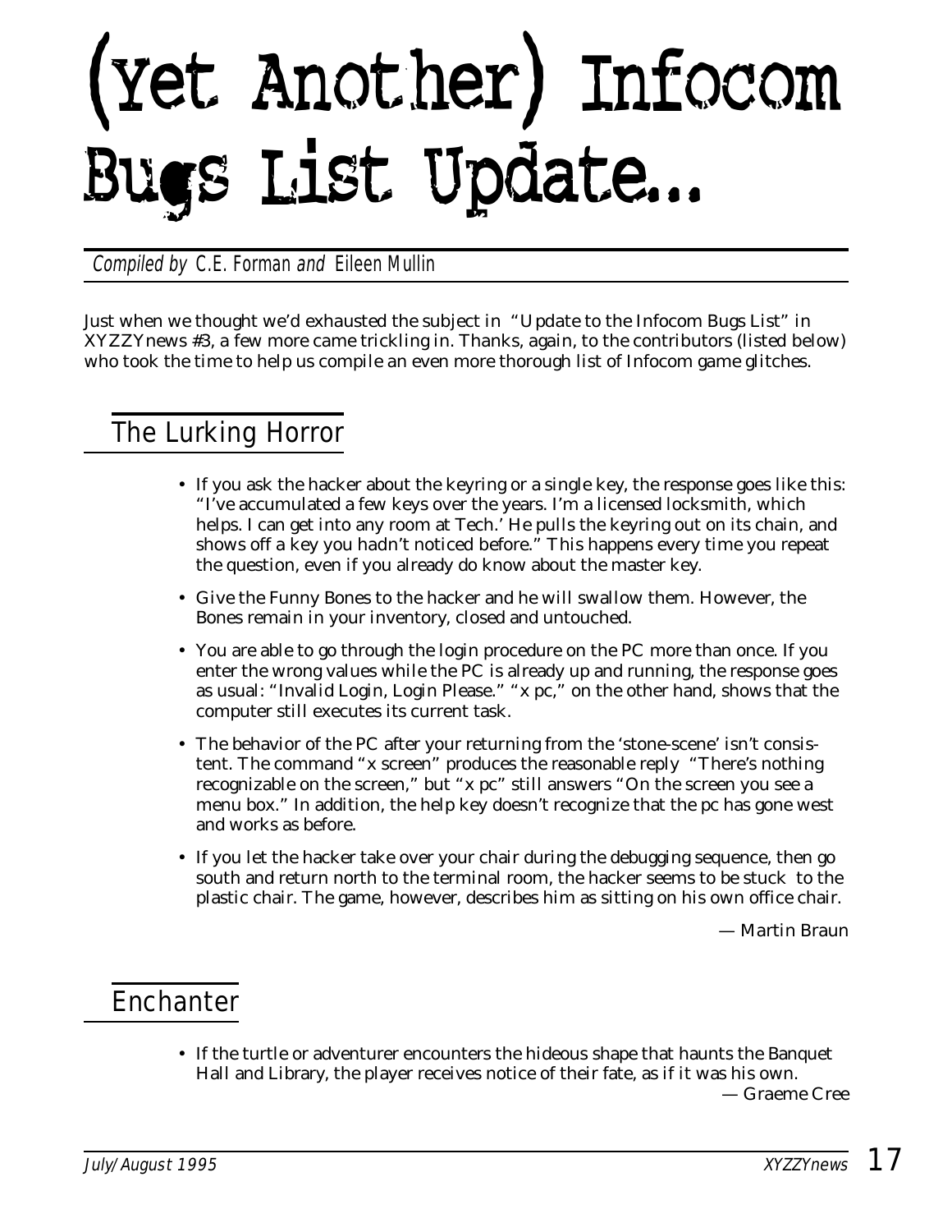# (Yet Another) Infocom Bugs List Update...

*Compiled by* C.E. Forman *and* Eileen Mullin

Just when we thought we'd exhausted the subject in "Update to the Infocom Bugs List" in XYZZYnews #3, a few more came trickling in. Thanks, again, to the contributors (listed below) who took the time to help us compile an even more thorough list of Infocom game glitches.

## The Lurking Horror

- If you ask the hacker about the keyring or a single key, the response goes like this: "I've accumulated a few keys over the years. I'm a licensed locksmith, which helps. I can get into any room at Tech.' He pulls the keyring out on its chain, and shows off a key you hadn't noticed before." This happens every time you repeat the question, even if you already do know about the master key.
- Give the Funny Bones to the hacker and he will swallow them. However, the Bones remain in your inventory, closed and untouched.
- You are able to go through the login procedure on the PC more than once. If you enter the wrong values while the PC is already up and running, the response goes as usual: "Invalid Login, Login Please." "x pc," on the other hand, shows that the computer still executes its current task.
- The behavior of the PC after your returning from the 'stone-scene' isn't consistent. The command "x screen" produces the reasonable reply "There's nothing recognizable on the screen," but "x pc" still answers "On the screen you see a menu box." In addition, the help key doesn't recognize that the pc has gone west and works as before.
- If you let the hacker take over your chair during the debugging sequence, then go south and return north to the terminal room, the hacker seems to be stuck to the plastic chair. The game, however, describes him as sitting on his own office chair.

— Martin Braun

## Enchanter

- If the turtle or adventurer encounters the hideous shape that haunts the Banquet Hall and Library, the player receives notice of their fate, as if it was his own.

— Graeme Cree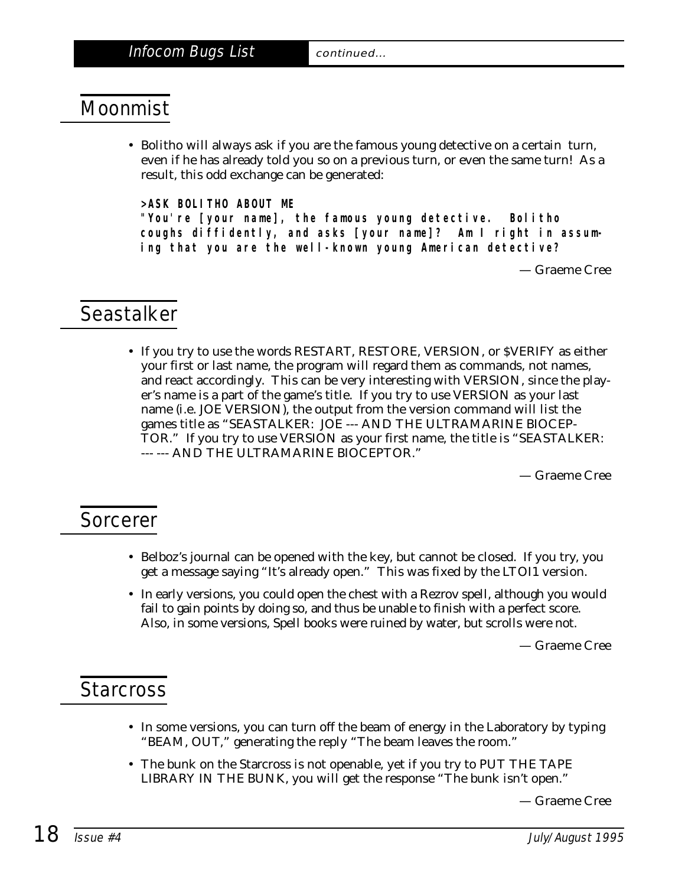## Moonmist

- Bolitho will always ask if you are the famous young detective on a certain turn, even if he has already told you so on a previous turn, or even the same turn! As a result, this odd exchange can be generated:

  **>ASK BOLITHO ABOUT ME**
  **"You're [your name], the famous young detective. Bolitho coughs diffidently, and asks [your name]? Am I right in assuming that you are the well-known young American detective?**

— Graeme Cree

## Seastalker

- If you try to use the words RESTART, RESTORE, VERSION, or $VERIFY as either your first or last name, the program will regard them as commands, not names, and react accordingly. This can be very interesting with VERSION, since the player's name is a part of the game's title. If you try to use VERSION as your last name (i.e. JOE VERSION), the output from the version command will list the games title as "SEASTALKER: JOE --- AND THE ULTRAMARINE BIOCEPTOR." If you try to use VERSION as your first name, the title is "SEASTALKER: --- --- AND THE ULTRAMARINE BIOCEPTOR."

— Graeme Cree

## Sorcerer

- Belboz's journal can be opened with the key, but cannot be closed. If you try, you get a message saying "It's already open." This was fixed by the LTOI1 version.
- In early versions, you could open the chest with a Rezrov spell, although you would fail to gain points by doing so, and thus be unable to finish with a perfect score. Also, in some versions, Spell books were ruined by water, but scrolls were not.

— Graeme Cree

## Starcross

- In some versions, you can turn off the beam of energy in the Laboratory by typing "BEAM, OUT," generating the reply "The beam leaves the room."
- The bunk on the Starcross is not openable, yet if you try to PUT THE TAPE LIBRARY IN THE BUNK, you will get the response "The bunk isn't open."

— Graeme Cree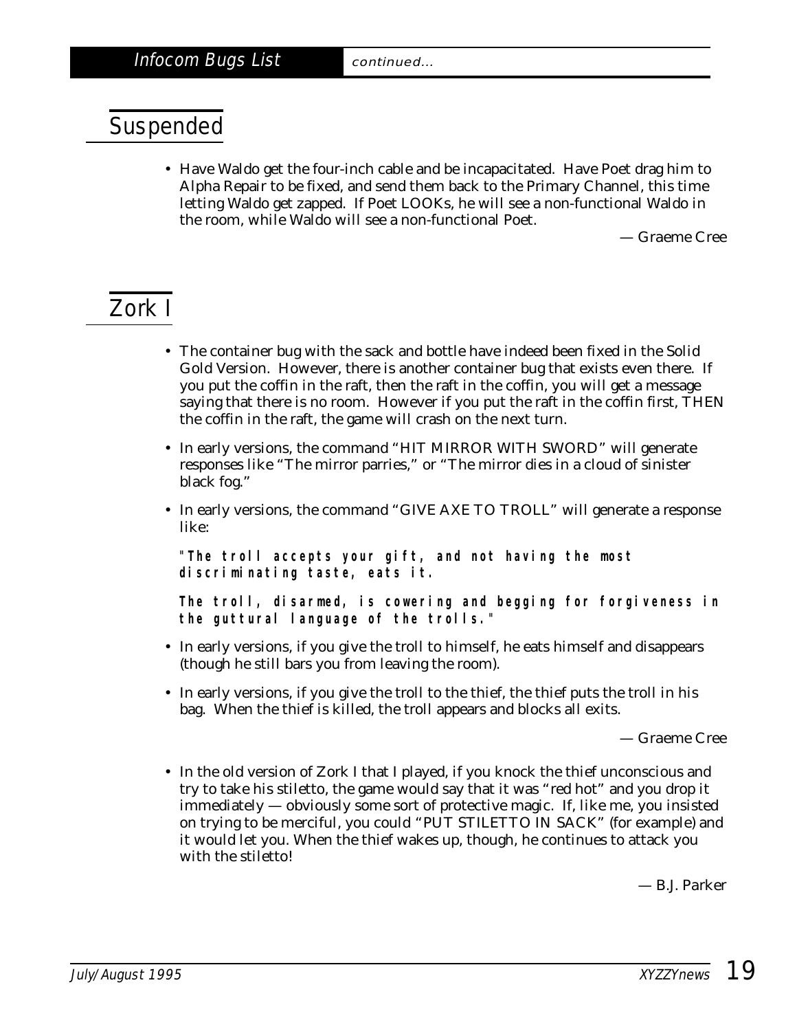## Suspended

- Have Waldo get the four-inch cable and be incapacitated. Have Poet drag him to Alpha Repair to be fixed, and send them back to the Primary Channel, this time letting Waldo get zapped. If Poet LOOKs, he will see a non-functional Waldo in the room, while Waldo will see a non-functional Poet.

— Graeme Cree

## Zork I

- The container bug with the sack and bottle have indeed been fixed in the Solid Gold Version. However, there is another container bug that exists even there. If you put the coffin in the raft, then the raft in the coffin, you will get a message saying that there is no room. However if you put the raft in the coffin first, THEN the coffin in the raft, the game will crash on the next turn.
- In early versions, the command "HIT MIRROR WITH SWORD" will generate responses like "The mirror parries," or "The mirror dies in a cloud of sinister black fog."
- In early versions, the command "GIVE AXE TO TROLL" will generate a response like:

  **"The troll accepts your gift, and not having the most discriminating taste, eats it.**

  **The troll, disarmed, is cowering and begging for forgiveness in the guttural language of the trolls."**

- In early versions, if you give the troll to himself, he eats himself and disappears (though he still bars you from leaving the room).
- In early versions, if you give the troll to the thief, the thief puts the troll in his bag. When the thief is killed, the troll appears and blocks all exits.

— Graeme Cree

- In the old version of Zork I that I played, if you knock the thief unconscious and try to take his stiletto, the game would say that it was "red hot" and you drop it immediately — obviously some sort of protective magic. If, like me, you insisted on trying to be merciful, you could "PUT STILETTO IN SACK" (for example) and it would let you. When the thief wakes up, though, he continues to attack you with the stiletto!

— B.J. Parker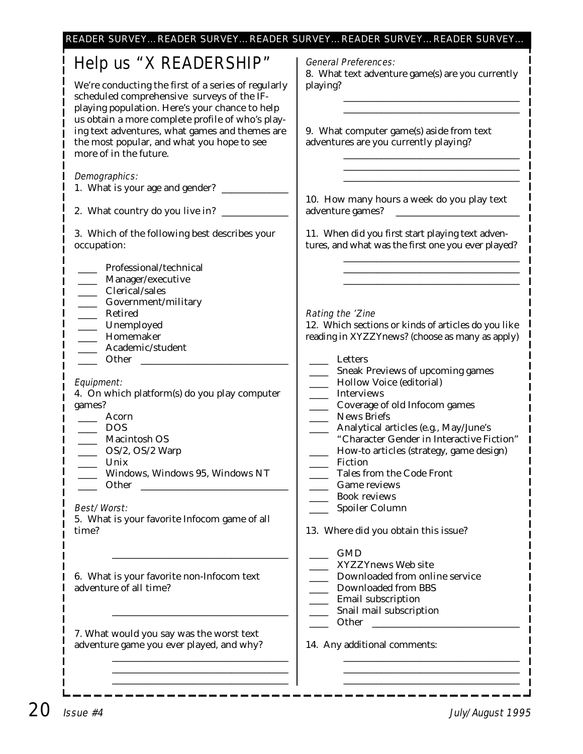READER SURVEY… READER SURVEY… READER SURVEY… READER SURVEY… READER SURVEY…

# Help us "X READERSHIP"

We're conducting the first of a series of regularly scheduled comprehensive surveys of the IF-playing population. Here's your chance to help us obtain a more complete profile of who's playing text adventures, what games and themes are the most popular, and what you hope to see more of in the future.

*Demographics:*

1. What is your age and gender? ____________

2. What country do you live in? ____________

3. Which of the following best describes your occupation:

____ Professional/technical
____ Manager/executive
____ Clerical/sales
____ Government/military
____ Retired
____ Unemployed
____ Homemaker
____ Academic/student
____ Other ____________________________

*Equipment:*

4. On which platform(s) do you play computer games?

____ Acorn
____ DOS
____ Macintosh OS
____ OS/2, OS/2 Warp
____ Unix
____ Windows, Windows 95, Windows NT
____ Other ____________________________

*Best/Worst:*

5. What is your favorite Infocom game of all time?

__________________________________

6. What is your favorite non-Infocom text adventure of all time?

__________________________________

7. What would you say was the worst text adventure game you ever played, and why?

__________________________________
__________________________________
__________________________________

*General Preferences:*

8. What text adventure game(s) are you currently playing?

__________________________________
__________________________________

9. What computer game(s) aside from text adventures are you currently playing?

__________________________________
__________________________________
__________________________________

10. How many hours a week do you play text adventure games? ________________________

11. When did you first start playing text adventures, and what was the first one you ever played?

__________________________________
__________________________________
__________________________________

*Rating the 'Zine*

12. Which sections or kinds of articles do you like reading in XYZZYnews? (choose as many as apply)

____ Letters
____ Sneak Previews of upcoming games
____ Hollow Voice (editorial)
____ Interviews
____ Coverage of old Infocom games
____ News Briefs
____ Analytical articles (e.g., May/June's "Character Gender in Interactive Fiction"
____ How-to articles (strategy, game design)
____ Fiction
____ Tales from the Code Front
____ Game reviews
____ Book reviews
____ Spoiler Column

13. Where did you obtain this issue?

____ GMD
____ XYZZYnews Web site
____ Downloaded from online service
____ Downloaded from BBS
____ Email subscription
____ Snail mail subscription
____ Other ____________________________

14. Any additional comments:

__________________________________
__________________________________
__________________________________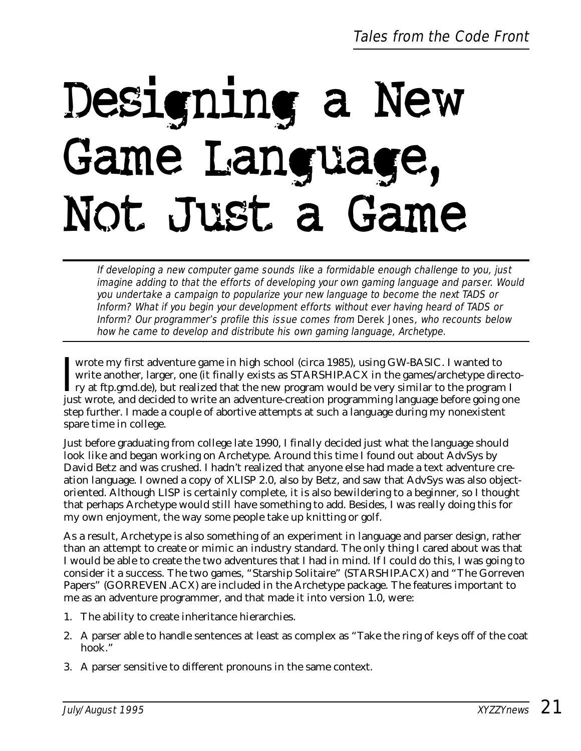# Designing a New Game Language, Not Just a Game

*If developing a new computer game sounds like a formidable enough challenge to you, just imagine adding to that the efforts of developing your own gaming language and parser. Would you undertake a campaign to popularize your new language to become the next TADS or Inform? What if you begin your development efforts without ever having heard of TADS or Inform? Our programmer's profile this issue comes from Derek Jones, who recounts below how he came to develop and distribute his own gaming language, Archetype.*

I wrote my first adventure game in high school (circa 1985), using GW-BASIC. I wanted to write another, larger, one (it finally exists as STARSHIP.ACX in the games/archetype directory at ftp.gmd.de), but realized that the new program would be very similar to the program I just wrote, and decided to write an adventure-creation programming language before going one step further. I made a couple of abortive attempts at such a language during my nonexistent spare time in college.

Just before graduating from college late 1990, I finally decided just what the language should look like and began working on Archetype. Around this time I found out about AdvSys by David Betz and was crushed. I hadn't realized that anyone else had made a text adventure creation language. I owned a copy of XLISP 2.0, also by Betz, and saw that AdvSys was also object-oriented. Although LISP is certainly complete, it is also bewildering to a beginner, so I thought that perhaps Archetype would still have something to add. Besides, I was really doing this for my own enjoyment, the way some people take up knitting or golf.

As a result, Archetype is also something of an experiment in language and parser design, rather than an attempt to create or mimic an industry standard. The only thing I cared about was that I would be able to create the two adventures that I had in mind. If I could do this, I was going to consider it a success. The two games, "Starship Solitaire" (STARSHIP.ACX) and "The Gorreven Papers" (GORREVEN.ACX) are included in the Archetype package. The features important to me as an adventure programmer, and that made it into version 1.0, were:

1. The ability to create inheritance hierarchies.
2. A parser able to handle sentences at least as complex as "Take the ring of keys off of the coat hook."
3. A parser sensitive to different pronouns in the same context.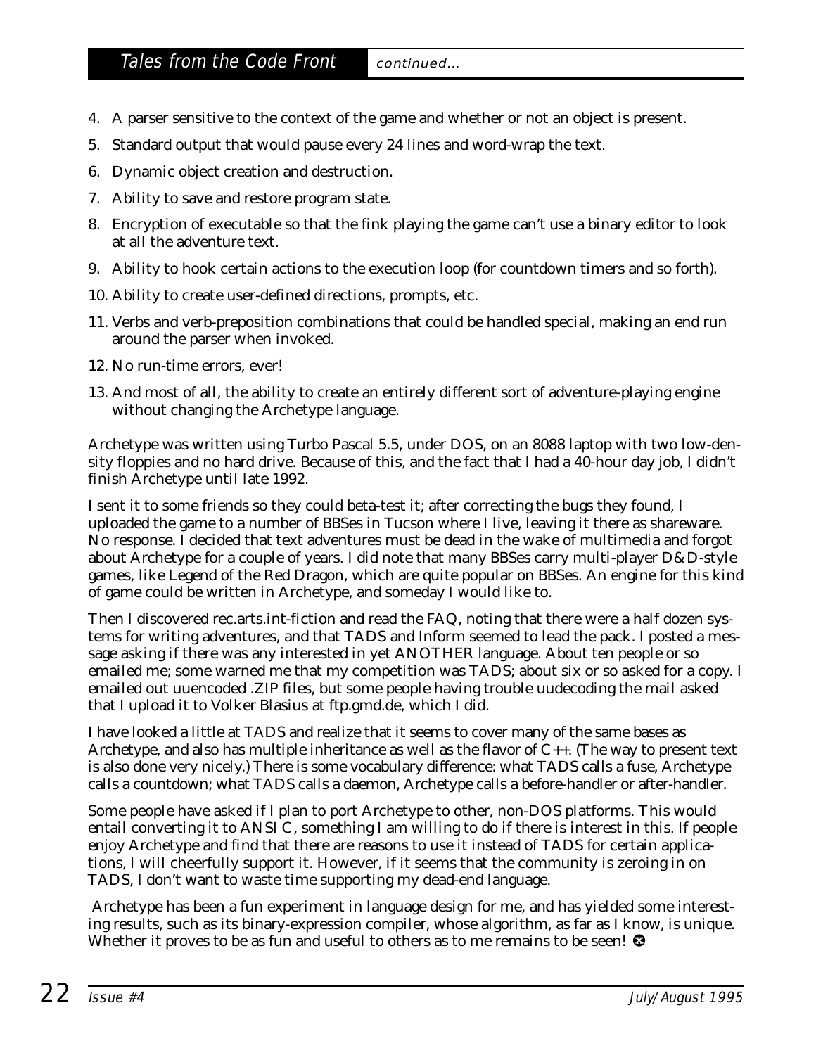4. A parser sensitive to the context of the game and whether or not an object is present.
5. Standard output that would pause every 24 lines and word-wrap the text.
6. Dynamic object creation and destruction.
7. Ability to save and restore program state.
8. Encryption of executable so that the fink playing the game can't use a binary editor to look at all the adventure text.
9. Ability to hook certain actions to the execution loop (for countdown timers and so forth).
10. Ability to create user-defined directions, prompts, etc.
11. Verbs and verb-preposition combinations that could be handled special, making an end run around the parser when invoked.
12. No run-time errors, ever!
13. And most of all, the ability to create an entirely different sort of adventure-playing engine without changing the Archetype language.

Archetype was written using Turbo Pascal 5.5, under DOS, on an 8088 laptop with two low-density floppies and no hard drive. Because of this, and the fact that I had a 40-hour day job, I didn't finish Archetype until late 1992.

I sent it to some friends so they could beta-test it; after correcting the bugs they found, I uploaded the game to a number of BBSes in Tucson where I live, leaving it there as shareware. No response. I decided that text adventures must be dead in the wake of multimedia and forgot about Archetype for a couple of years. I did note that many BBSes carry multi-player D&D-style games, like Legend of the Red Dragon, which are quite popular on BBSes. An engine for this kind of game could be written in Archetype, and someday I would like to.

Then I discovered rec.arts.int-fiction and read the FAQ, noting that there were a half dozen systems for writing adventures, and that TADS and Inform seemed to lead the pack. I posted a message asking if there was any interested in yet ANOTHER language. About ten people or so emailed me; some warned me that my competition was TADS; about six or so asked for a copy. I emailed out uuencoded .ZIP files, but some people having trouble uudecoding the mail asked that I upload it to Volker Blasius at ftp.gmd.de, which I did.

I have looked a little at TADS and realize that it seems to cover many of the same bases as Archetype, and also has multiple inheritance as well as the flavor of C++. (The way to present text is also done very nicely.) There is some vocabulary difference: what TADS calls a fuse, Archetype calls a countdown; what TADS calls a daemon, Archetype calls a before-handler or after-handler.

Some people have asked if I plan to port Archetype to other, non-DOS platforms. This would entail converting it to ANSI C, something I am willing to do if there is interest in this. If people enjoy Archetype and find that there are reasons to use it instead of TADS for certain applications, I will cheerfully support it. However, if it seems that the community is zeroing in on TADS, I don't want to waste time supporting my dead-end language.

Archetype has been a fun experiment in language design for me, and has yielded some interesting results, such as its binary-expression compiler, whose algorithm, as far as I know, is unique. Whether it proves to be as fun and useful to others as to me remains to be seen! ❸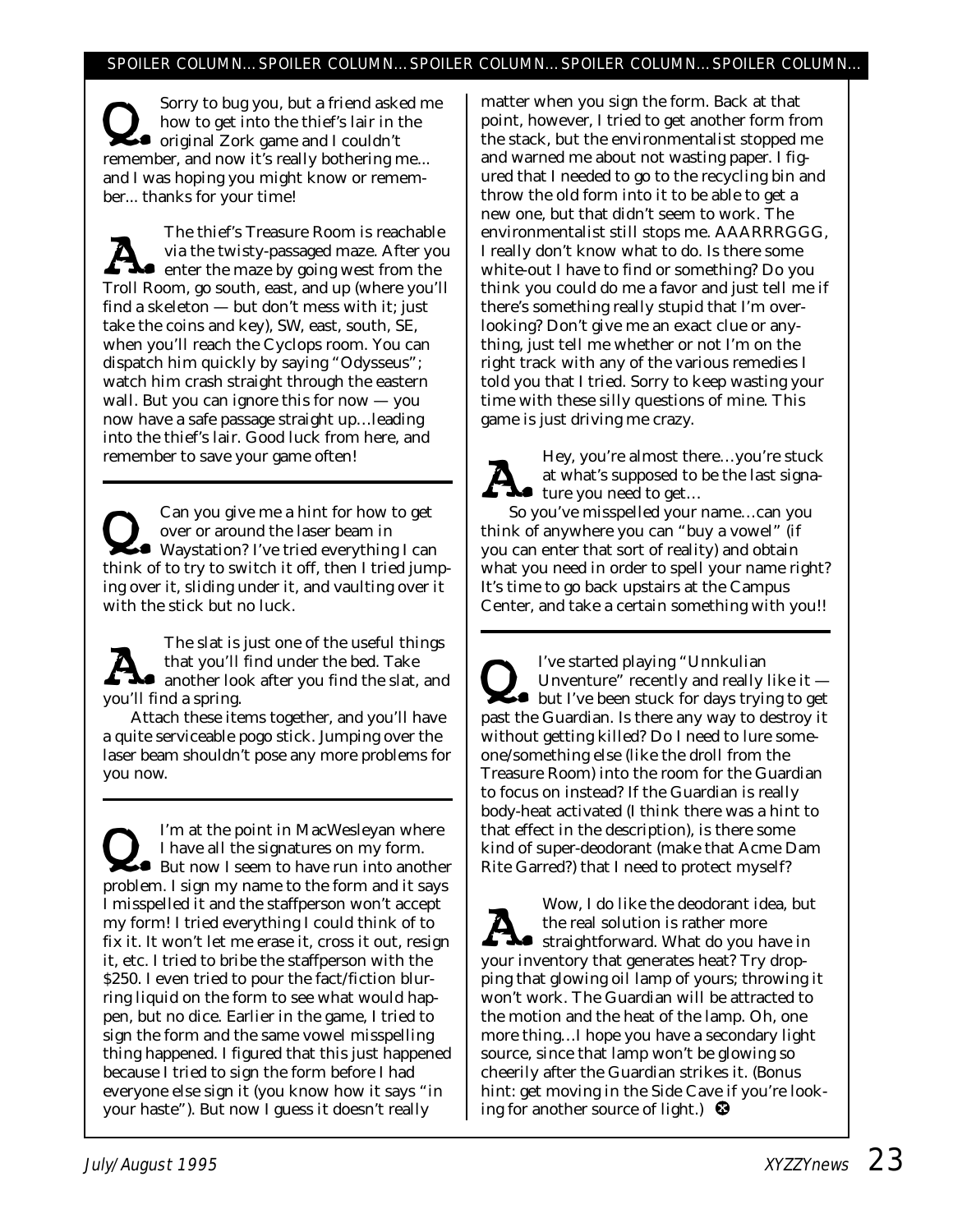SPOILER COLUMN…SPOILER COLUMN…SPOILER COLUMN…SPOILER COLUMN…SPOILER COLUMN…

**Q.** Sorry to bug you, but a friend asked me how to get into the thief's lair in the original Zork game and I couldn't remember, and now it's really bothering me... and I was hoping you might know or remember... thanks for your time!

**A.** The thief's Treasure Room is reachable via the twisty-passaged maze. After you enter the maze by going west from the Troll Room, go south, east, and up (where you'll find a skeleton — but don't mess with it; just take the coins and key), SW, east, south, SE, when you'll reach the Cyclops room. You can dispatch him quickly by saying "Odysseus"; watch him crash straight through the eastern wall. But you can ignore this for now — you now have a safe passage straight up…leading into the thief's lair. Good luck from here, and remember to save your game often!

---

**Q.** Can you give me a hint for how to get over or around the laser beam in Waystation? I've tried everything I can think of to try to switch it off, then I tried jumping over it, sliding under it, and vaulting over it with the stick but no luck.

**A.** The slat is just one of the useful things that you'll find under the bed. Take another look after you find the slat, and you'll find a spring.

Attach these items together, and you'll have a quite serviceable pogo stick. Jumping over the laser beam shouldn't pose any more problems for you now.

---

**Q.** I'm at the point in MacWesleyan where I have all the signatures on my form. But now I seem to have run into another problem. I sign my name to the form and it says I misspelled it and the staffperson won't accept my form! I tried everything I could think of to fix it. It won't let me erase it, cross it out, resign it, etc. I tried to bribe the staffperson with the $250. I even tried to pour the fact/fiction blurring liquid on the form to see what would happen, but no dice. Earlier in the game, I tried to sign the form and the same vowel misspelling thing happened. I figured that this just happened because I tried to sign the form before I had everyone else sign it (you know how it says "in your haste"). But now I guess it doesn't really matter when you sign the form. Back at that point, however, I tried to get another form from the stack, but the environmentalist stopped me and warned me about not wasting paper. I figured that I needed to go to the recycling bin and throw the old form into it to be able to get a new one, but that didn't seem to work. The environmentalist still stops me. AAARRRGGG, I really don't know what to do. Is there some white-out I have to find or something? Do you think you could do me a favor and just tell me if there's something really stupid that I'm overlooking? Don't give me an exact clue or anything, just tell me whether or not I'm on the right track with any of the various remedies I told you that I tried. Sorry to keep wasting your time with these silly questions of mine. This game is just driving me crazy.

**A.** Hey, you're almost there…you're stuck at what's supposed to be the last signature you need to get…

So you've misspelled your name…can you think of anywhere you can "buy a vowel" (if you can enter that sort of reality) and obtain what you need in order to spell your name right? It's time to go back upstairs at the Campus Center, and take a certain something with you!!

---

**Q.** I've started playing "Unnkulian Unventure" recently and really like it — but I've been stuck for days trying to get past the Guardian. Is there any way to destroy it without getting killed? Do I need to lure someone/something else (like the droll from the Treasure Room) into the room for the Guardian to focus on instead? If the Guardian is really body-heat activated (I think there was a hint to that effect in the description), is there some kind of super-deodorant (make that Acme Dam Rite Garred?) that I need to protect myself?

**A.** Wow, I do like the deodorant idea, but the real solution is rather more straightforward. What do you have in your inventory that generates heat? Try dropping that glowing oil lamp of yours; throwing it won't work. The Guardian will be attracted to the motion and the heat of the lamp. Oh, one more thing…I hope you have a secondary light source, since that lamp won't be glowing so cheerily after the Guardian strikes it. (Bonus hint: get moving in the Side Cave if you're looking for another source of light.)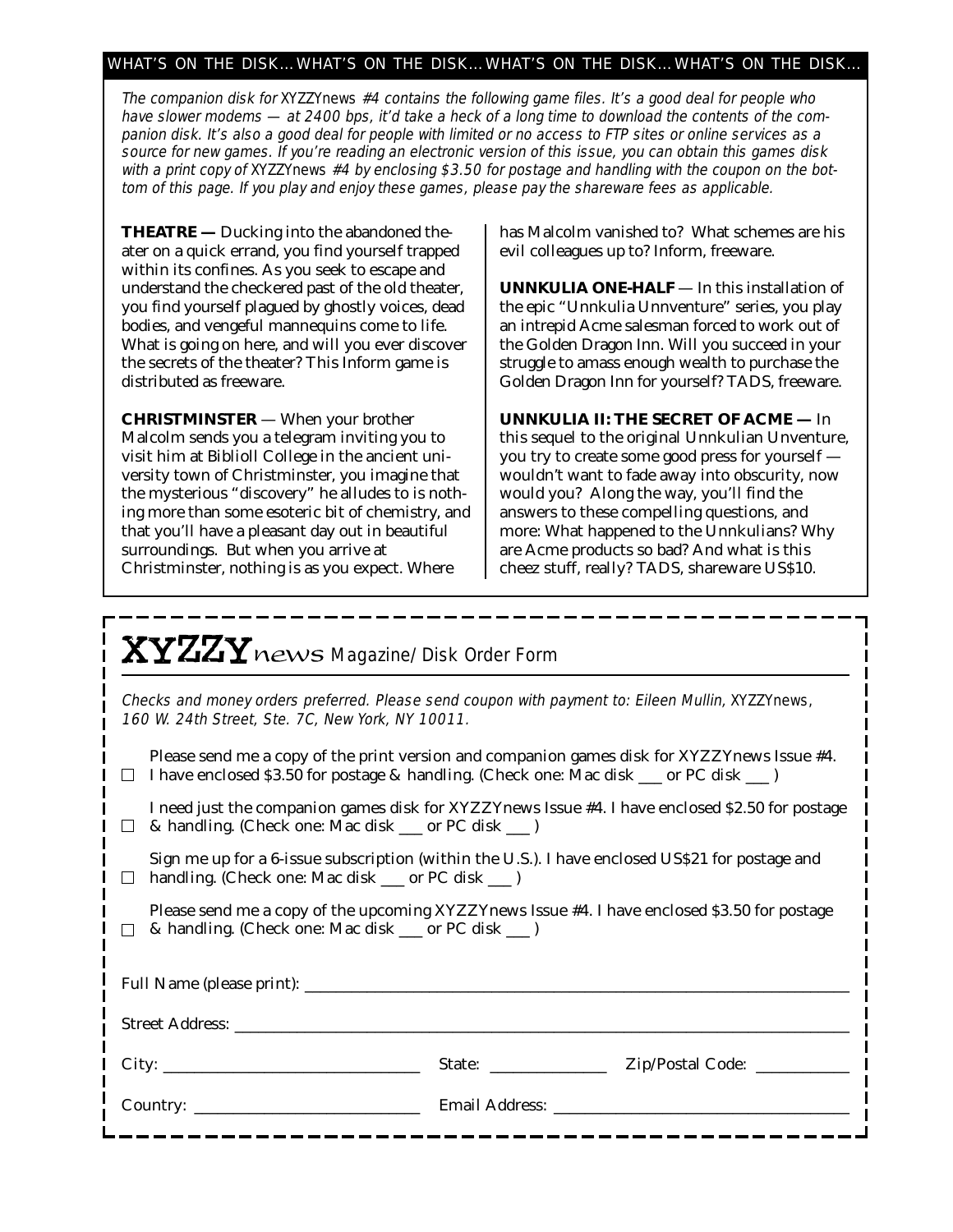## WHAT'S ON THE DISK... WHAT'S ON THE DISK... WHAT'S ON THE DISK... WHAT'S ON THE DISK...

*The companion disk for* XYZZY*news #4 contains the following game files. It's a good deal for people who have slower modems — at 2400 bps, it'd take a heck of a long time to download the contents of the companion disk. It's also a good deal for people with limited or no access to FTP sites or online services as a source for new games. If you're reading an electronic version of this issue, you can obtain this games disk with a print copy of* XYZZY*news #4 by enclosing $3.50 for postage and handling with the coupon on the bottom of this page. If you play and enjoy these games, please pay the shareware fees as applicable.*

**THEATRE —** Ducking into the abandoned theater on a quick errand, you find yourself trapped within its confines. As you seek to escape and understand the checkered past of the old theater, you find yourself plagued by ghostly voices, dead bodies, and vengeful mannequins come to life. What is going on here, and will you ever discover the secrets of the theater? This Inform game is distributed as freeware.

**CHRISTMINSTER** — When your brother Malcolm sends you a telegram inviting you to visit him at Biblioll College in the ancient university town of Christminster, you imagine that the mysterious "discovery" he alludes to is nothing more than some esoteric bit of chemistry, and that you'll have a pleasant day out in beautiful surroundings. But when you arrive at Christminster, nothing is as you expect. Where has Malcolm vanished to? What schemes are his evil colleagues up to? Inform, freeware.

**UNNKULIA ONE-HALF** — In this installation of the epic "Unnkulia Unnventure" series, you play an intrepid Acme salesman forced to work out of the Golden Dragon Inn. Will you succeed in your struggle to amass enough wealth to purchase the Golden Dragon Inn for yourself? TADS, freeware.

**UNNKULIA II: THE SECRET OF ACME —** In this sequel to the original Unnkulian Unventure, you try to create some good press for yourself — wouldn't want to fade away into obscurity, now would you? Along the way, you'll find the answers to these compelling questions, and more: What happened to the Unnkulians? Why are Acme products so bad? And what is this cheez stuff, really? TADS, shareware US$10.

---

## XYZZY*news* Magazine/Disk Order Form

*Checks and money orders preferred. Please send coupon with payment to: Eileen Mullin,* XYZZY*news, 160 W. 24th Street, Ste. 7C, New York, NY 10011.*

☐ Please send me a copy of the print version and companion games disk for XYZZYnews Issue #4. I have enclosed $3.50 for postage & handling. (Check one: Mac disk ___ or PC disk ___ )

☐ I need just the companion games disk for XYZZYnews Issue #4. I have enclosed $2.50 for postage & handling. (Check one: Mac disk ___ or PC disk ___ )

☐ Sign me up for a 6-issue subscription (within the U.S.). I have enclosed US$21 for postage and handling. (Check one: Mac disk ___ or PC disk ___ )

☐ Please send me a copy of the upcoming XYZZYnews Issue #4. I have enclosed $3.50 for postage & handling. (Check one: Mac disk ___ or PC disk ___ )

Full Name (please print): ____________________

Street Address: ____________________

City: ____________________ State: __________ Zip/Postal Code: __________

Country: ____________________ Email Address: ____________________